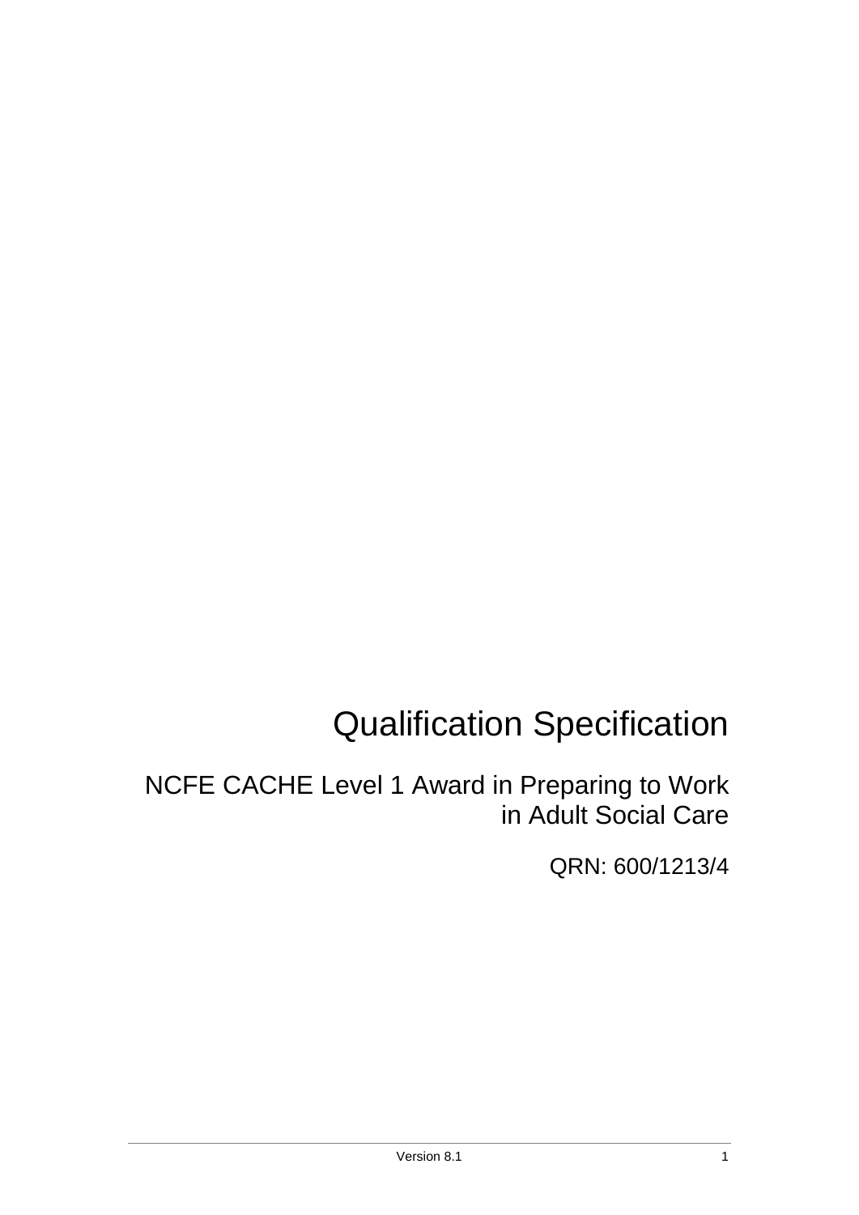# Qualification Specification

## NCFE CACHE Level 1 Award in Preparing to Work in Adult Social Care

QRN: 600/1213/4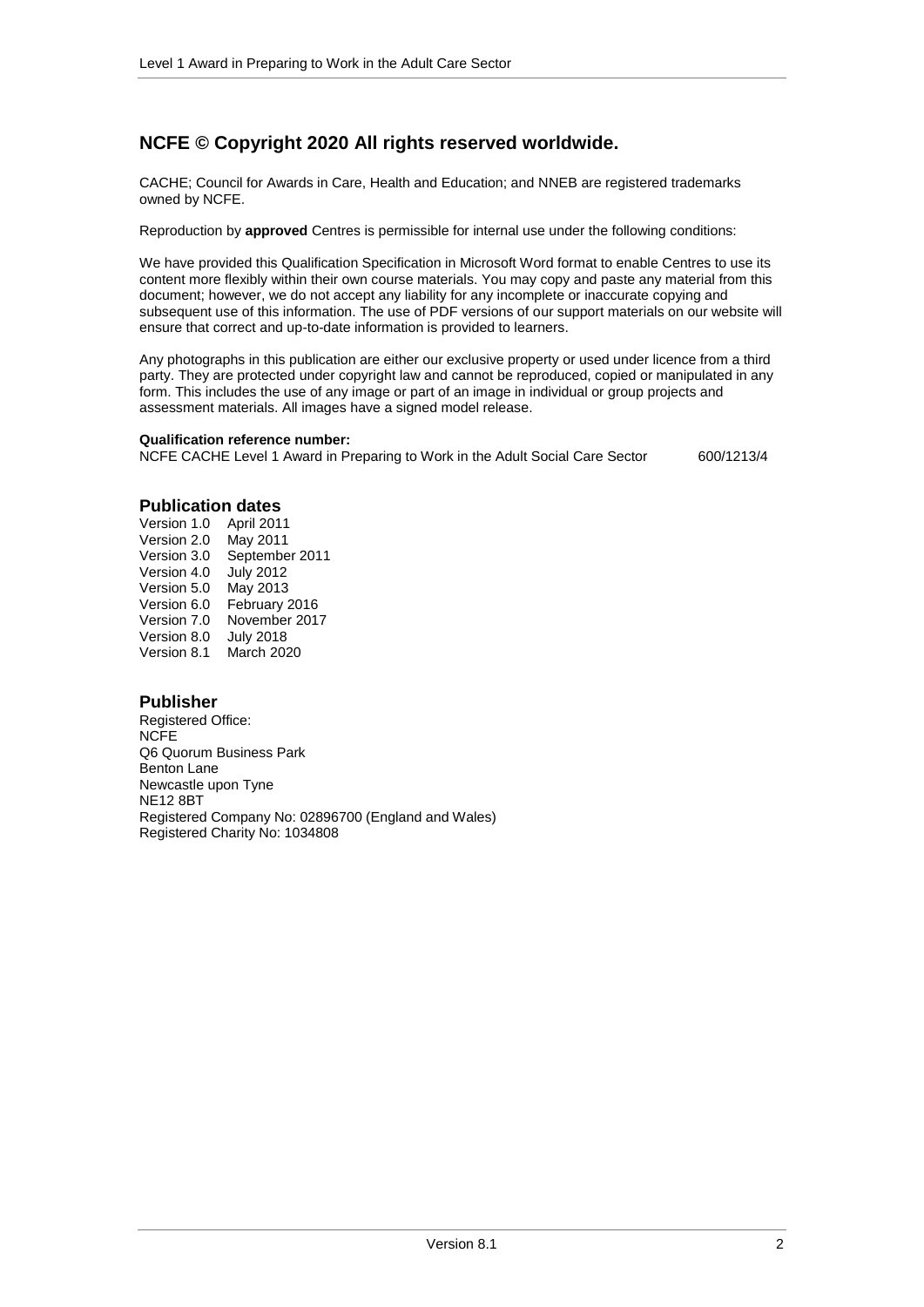## NCFE © Copyright 2020 All rights reserved worldwide.

CACHE; Council for Awards in Care, Health and Education; and NNEB are registered trademarks owned by NCFE.

Reproduction by **approved** Centres is permissible for internal use under the following conditions:

We have provided this Qualification Specification in Microsoft Word format to enable Centres to use its content more flexibly within their own course materials. You may copy and paste any material from this document; however, we do not accept any liability for any incomplete or inaccurate copying and subsequent use of this information. The use of PDF versions of our support materials on our website will ensure that correct and up-to-date information is provided to learners.

Any photographs in this publication are either our exclusive property or used under licence from a third party. They are protected under copyright law and cannot be reproduced, copied or manipulated in any form. This includes the use of any image or part of an image in individual or group projects and assessment materials. All images have a signed model release.

**Qualification reference number:**
NCFE CACHE Level 1 Award in Preparing to Work in the Adult Social Care Sector 600/1213/4

### Publication dates

Version 1.0 April 2011
Version 2.0 May 2011
Version 3.0 September 2011
Version 4.0 July 2012
Version 5.0 May 2013
Version 6.0 February 2016
Version 7.0 November 2017
Version 8.0 July 2018
Version 8.1 March 2020

### Publisher

Registered Office:
NCFE
Q6 Quorum Business Park
Benton Lane
Newcastle upon Tyne
NE12 8BT
Registered Company No: 02896700 (England and Wales)
Registered Charity No: 1034808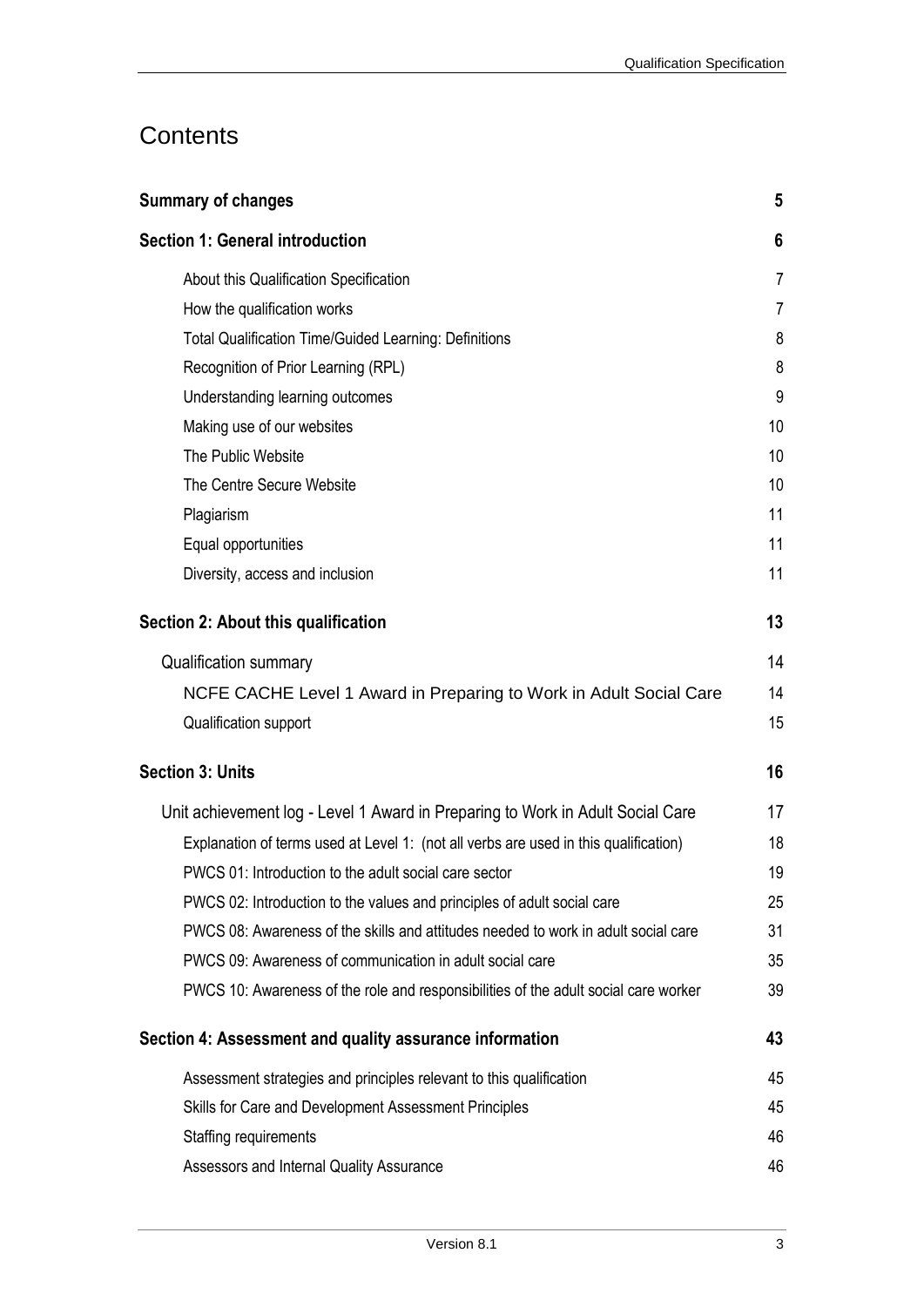# Contents

| | |
|---|---|
| **Summary of changes** | **5** |
| **Section 1: General introduction** | **6** |
| About this Qualification Specification | 7 |
| How the qualification works | 7 |
| Total Qualification Time/Guided Learning: Definitions | 8 |
| Recognition of Prior Learning (RPL) | 8 |
| Understanding learning outcomes | 9 |
| Making use of our websites | 10 |
| The Public Website | 10 |
| The Centre Secure Website | 10 |
| Plagiarism | 11 |
| Equal opportunities | 11 |
| Diversity, access and inclusion | 11 |
| **Section 2: About this qualification** | **13** |
| Qualification summary | 14 |
| NCFE CACHE Level 1 Award in Preparing to Work in Adult Social Care | 14 |
| Qualification support | 15 |
| **Section 3: Units** | **16** |
| Unit achievement log - Level 1 Award in Preparing to Work in Adult Social Care | 17 |
| Explanation of terms used at Level 1: (not all verbs are used in this qualification) | 18 |
| PWCS 01: Introduction to the adult social care sector | 19 |
| PWCS 02: Introduction to the values and principles of adult social care | 25 |
| PWCS 08: Awareness of the skills and attitudes needed to work in adult social care | 31 |
| PWCS 09: Awareness of communication in adult social care | 35 |
| PWCS 10: Awareness of the role and responsibilities of the adult social care worker | 39 |
| **Section 4: Assessment and quality assurance information** | **43** |
| Assessment strategies and principles relevant to this qualification | 45 |
| Skills for Care and Development Assessment Principles | 45 |
| Staffing requirements | 46 |
| Assessors and Internal Quality Assurance | 46 |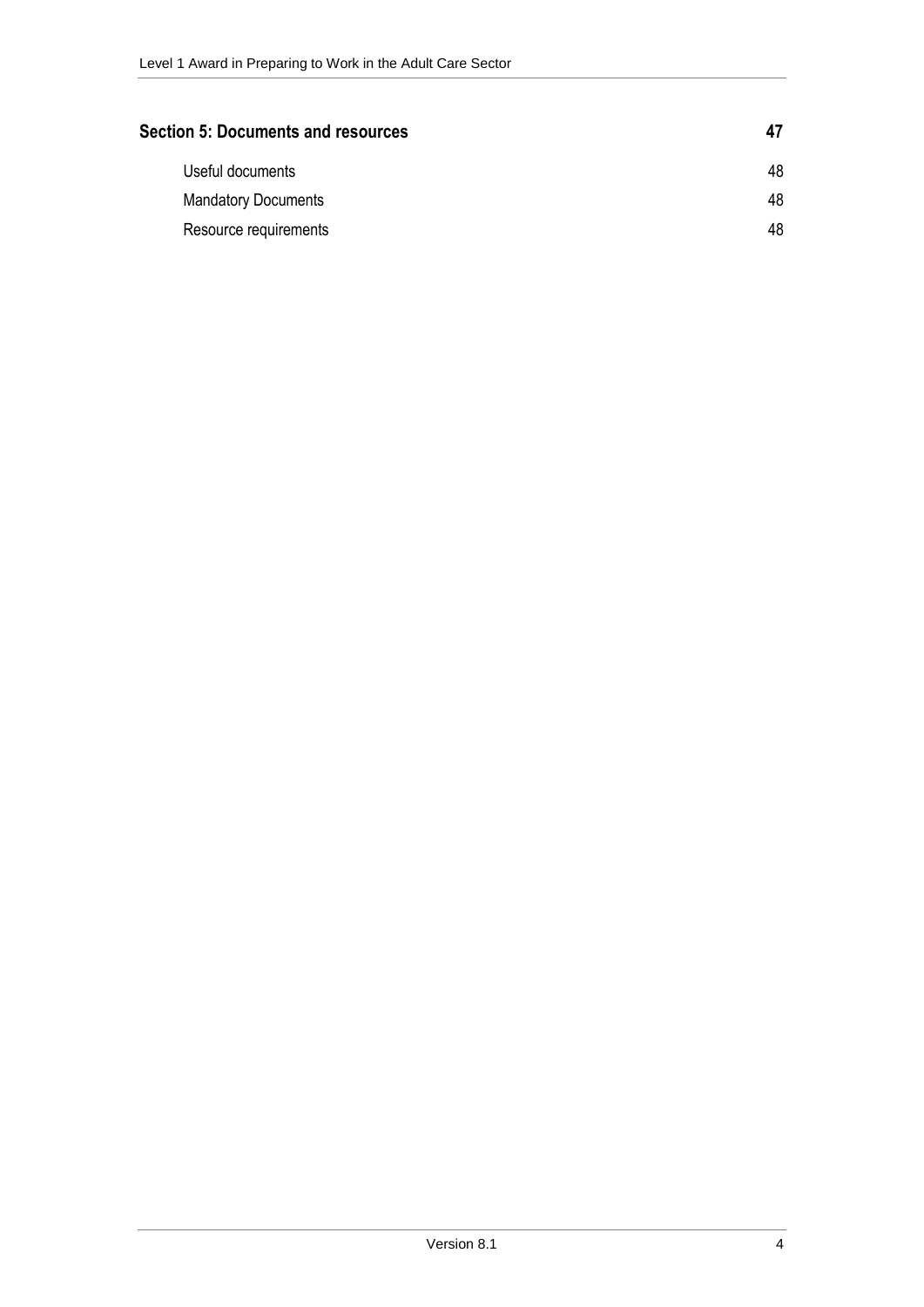| Section 5: Documents and resources | 47 |
| --- | --- |
| Useful documents | 48 |
| Mandatory Documents | 48 |
| Resource requirements | 48 |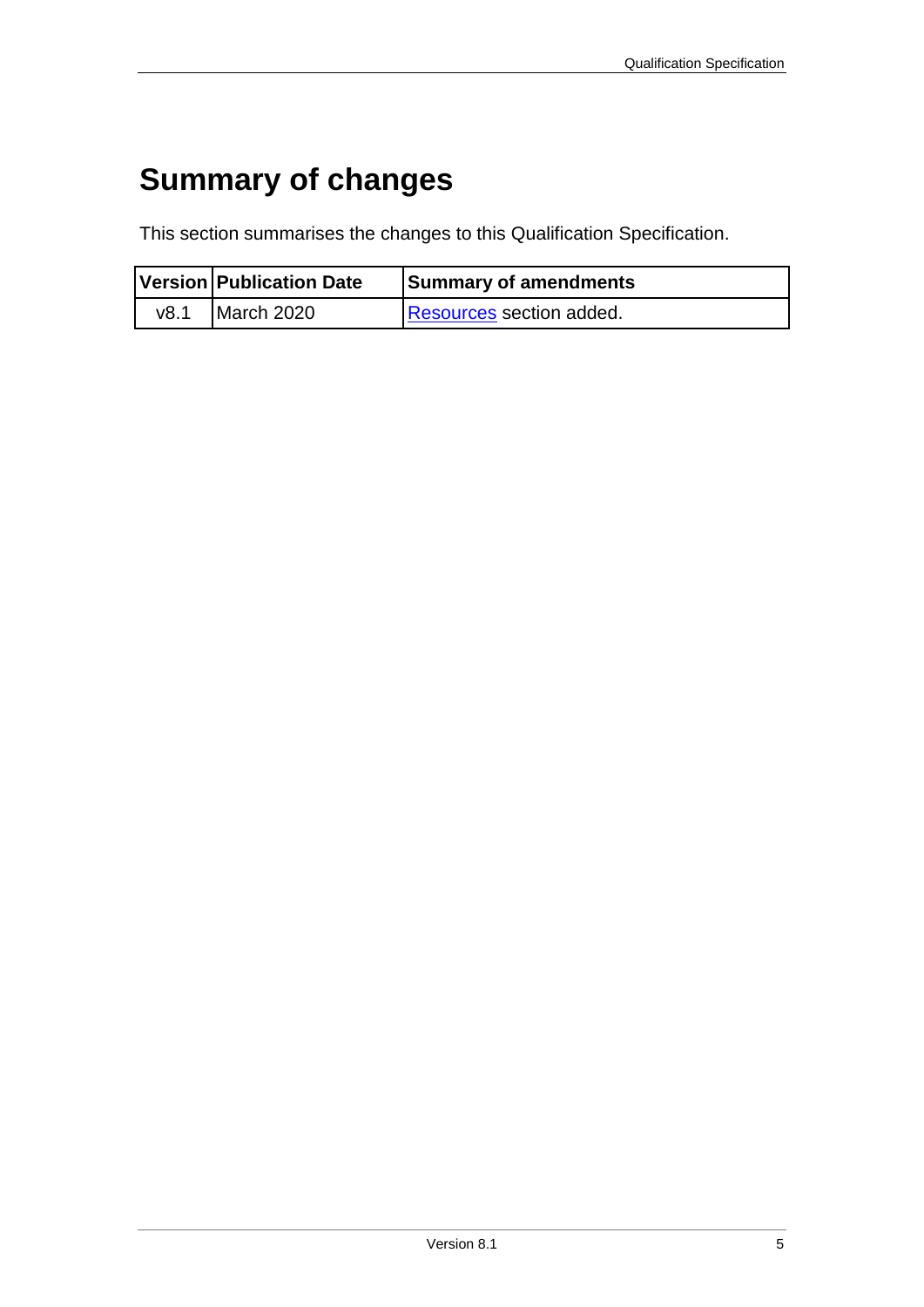# Summary of changes

This section summarises the changes to this Qualification Specification.

| Version | Publication Date | Summary of amendments |
|---|---|---|
| v8.1 | March 2020 | Resources section added. |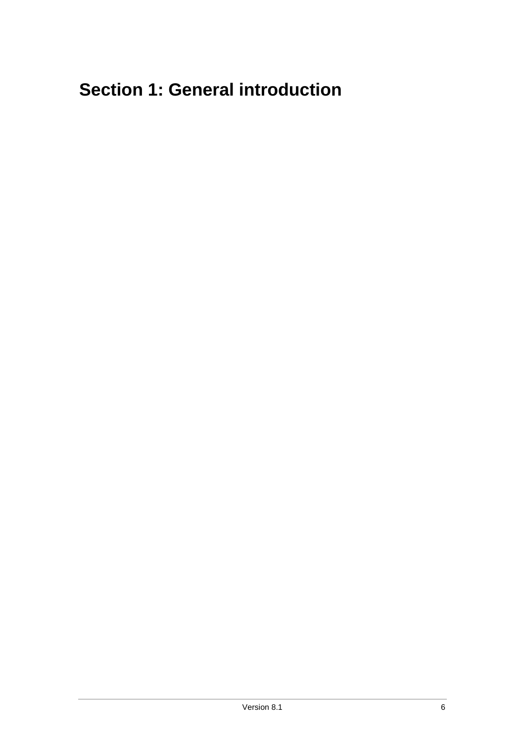# Section 1: General introduction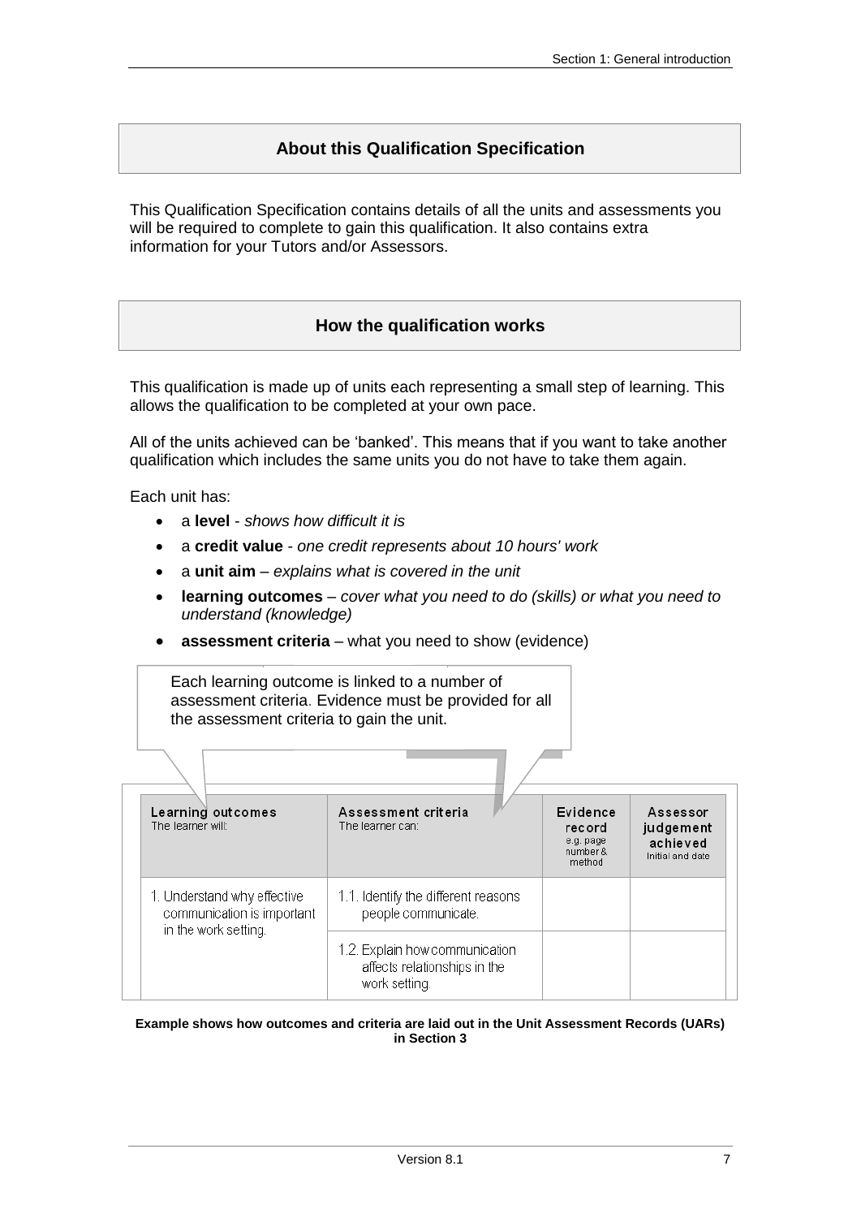## About this Qualification Specification

This Qualification Specification contains details of all the units and assessments you will be required to complete to gain this qualification. It also contains extra information for your Tutors and/or Assessors.

## How the qualification works

This qualification is made up of units each representing a small step of learning. This allows the qualification to be completed at your own pace.

All of the units achieved can be 'banked'. This means that if you want to take another qualification which includes the same units you do not have to take them again.

Each unit has:

- a **level** - *shows how difficult it is*
- a **credit value** - *one credit represents about 10 hours' work*
- a **unit aim** – *explains what is covered in the unit*
- **learning outcomes** – *cover what you need to do (skills) or what you need to understand (knowledge)*
- **assessment criteria** – what you need to show (evidence)

Each learning outcome is linked to a number of assessment criteria. Evidence must be provided for all the assessment criteria to gain the unit.

| Learning outcomes<br>The learner will: | Assessment criteria<br>The learner can: | Evidence record<br>e.g. page number & method | Assessor judgement achieved<br>Initial and date |
|---|---|---|---|
| 1. Understand why effective communication is important in the work setting. | 1.1. Identify the different reasons people communicate. | | |
| | 1.2. Explain how communication affects relationships in the work setting. | | |

**Example shows how outcomes and criteria are laid out in the Unit Assessment Records (UARs) in Section 3**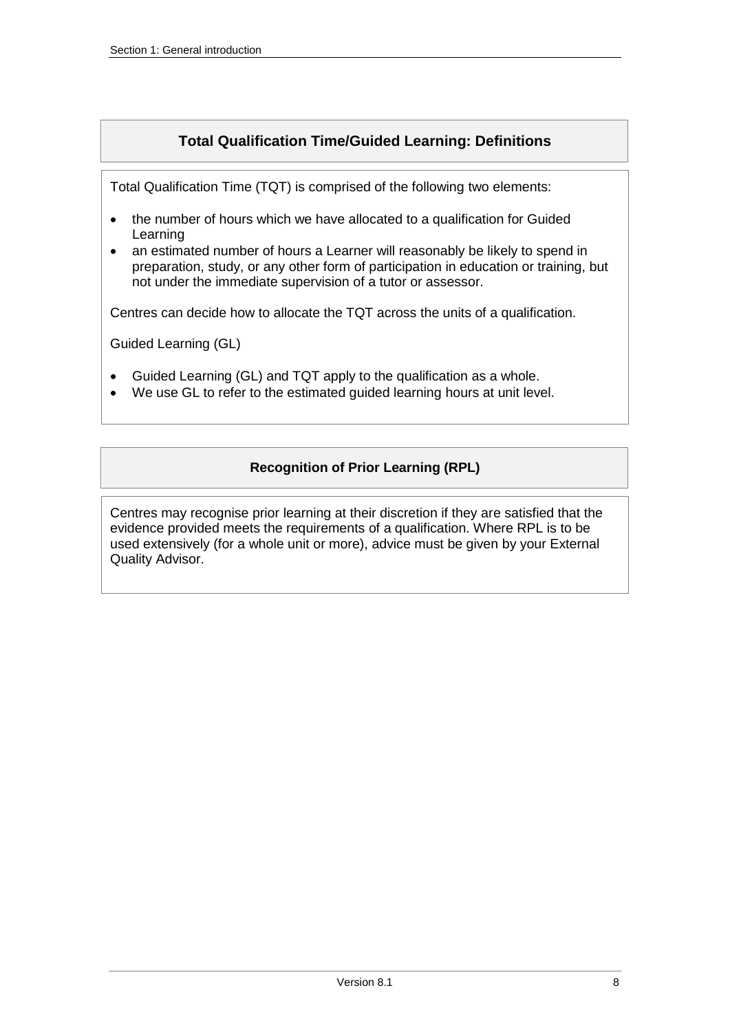## Total Qualification Time/Guided Learning: Definitions

Total Qualification Time (TQT) is comprised of the following two elements:

- the number of hours which we have allocated to a qualification for Guided Learning
- an estimated number of hours a Learner will reasonably be likely to spend in preparation, study, or any other form of participation in education or training, but not under the immediate supervision of a tutor or assessor.

Centres can decide how to allocate the TQT across the units of a qualification.

Guided Learning (GL)

- Guided Learning (GL) and TQT apply to the qualification as a whole.
- We use GL to refer to the estimated guided learning hours at unit level.

## Recognition of Prior Learning (RPL)

Centres may recognise prior learning at their discretion if they are satisfied that the evidence provided meets the requirements of a qualification. Where RPL is to be used extensively (for a whole unit or more), advice must be given by your External Quality Advisor.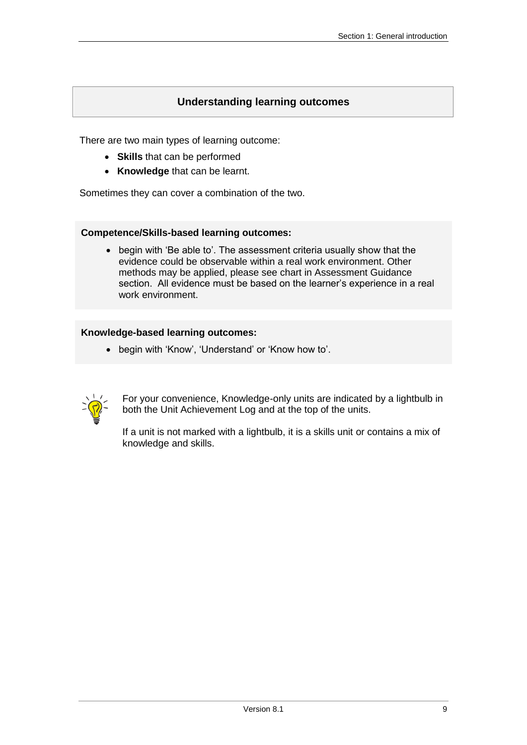## Understanding learning outcomes

There are two main types of learning outcome:

- **Skills** that can be performed
- **Knowledge** that can be learnt.

Sometimes they can cover a combination of the two.

**Competence/Skills-based learning outcomes:**

- begin with 'Be able to'. The assessment criteria usually show that the evidence could be observable within a real work environment. Other methods may be applied, please see chart in Assessment Guidance section. All evidence must be based on the learner's experience in a real work environment.

**Knowledge-based learning outcomes:**

- begin with 'Know', 'Understand' or 'Know how to'.

For your convenience, Knowledge-only units are indicated by a lightbulb in both the Unit Achievement Log and at the top of the units.

If a unit is not marked with a lightbulb, it is a skills unit or contains a mix of knowledge and skills.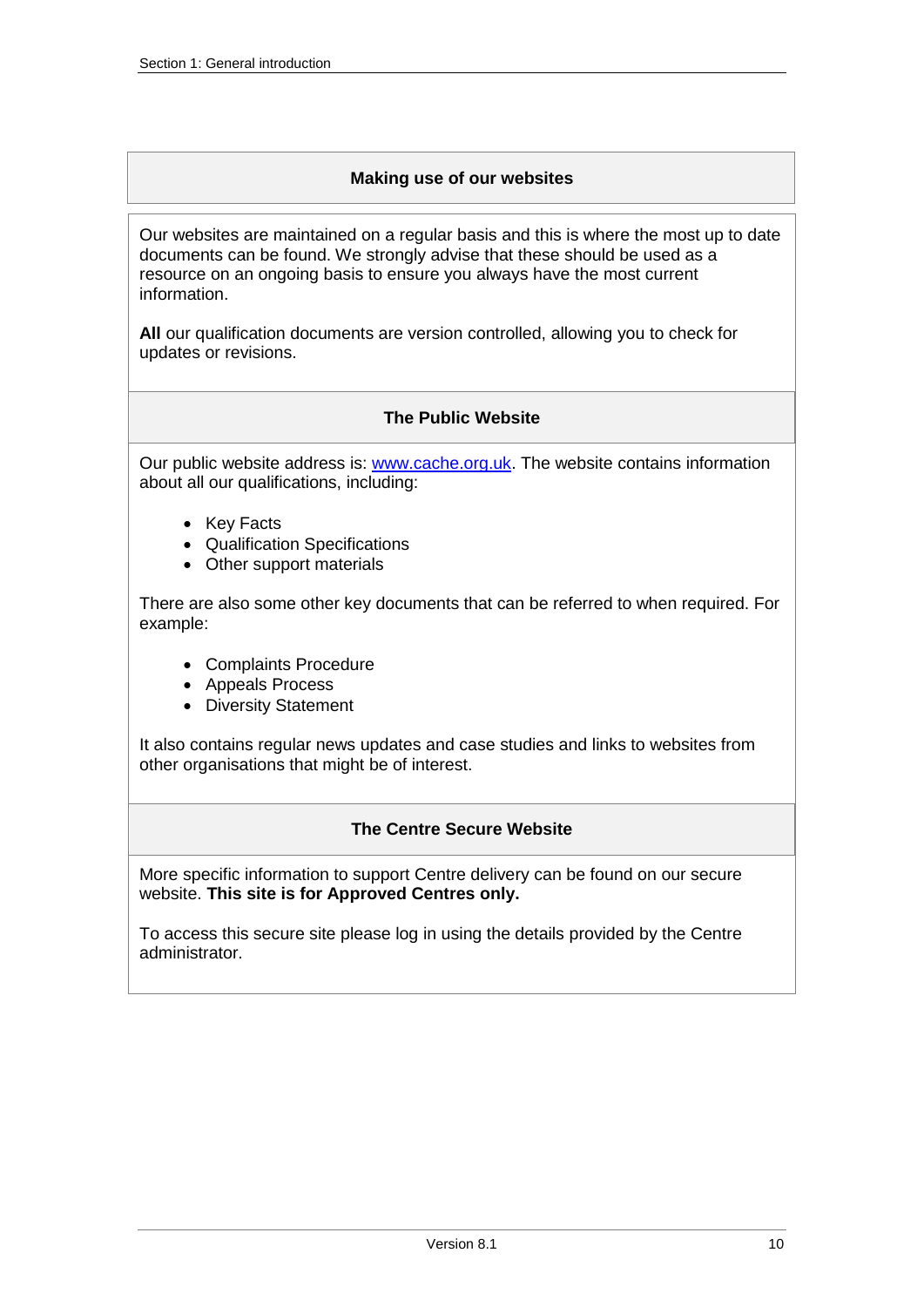## Making use of our websites

Our websites are maintained on a regular basis and this is where the most up to date documents can be found. We strongly advise that these should be used as a resource on an ongoing basis to ensure you always have the most current information.

**All** our qualification documents are version controlled, allowing you to check for updates or revisions.

### The Public Website

Our public website address is: [www.cache.org.uk](http://www.cache.org.uk). The website contains information about all our qualifications, including:

- Key Facts
- Qualification Specifications
- Other support materials

There are also some other key documents that can be referred to when required. For example:

- Complaints Procedure
- Appeals Process
- Diversity Statement

It also contains regular news updates and case studies and links to websites from other organisations that might be of interest.

### The Centre Secure Website

More specific information to support Centre delivery can be found on our secure website. **This site is for Approved Centres only.**

To access this secure site please log in using the details provided by the Centre administrator.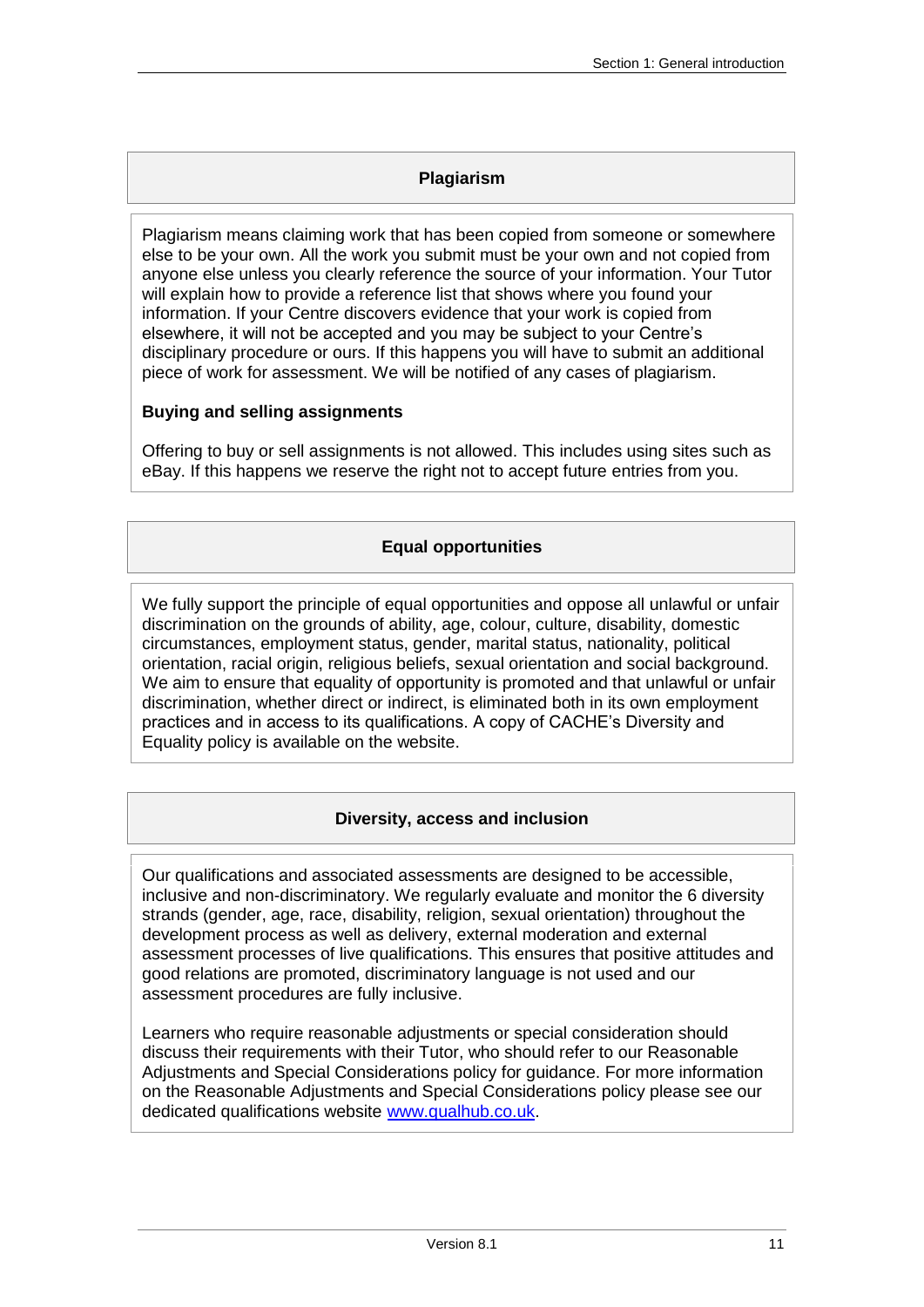## Plagiarism

Plagiarism means claiming work that has been copied from someone or somewhere else to be your own. All the work you submit must be your own and not copied from anyone else unless you clearly reference the source of your information. Your Tutor will explain how to provide a reference list that shows where you found your information. If your Centre discovers evidence that your work is copied from elsewhere, it will not be accepted and you may be subject to your Centre's disciplinary procedure or ours. If this happens you will have to submit an additional piece of work for assessment. We will be notified of any cases of plagiarism.

**Buying and selling assignments**

Offering to buy or sell assignments is not allowed. This includes using sites such as eBay. If this happens we reserve the right not to accept future entries from you.

## Equal opportunities

We fully support the principle of equal opportunities and oppose all unlawful or unfair discrimination on the grounds of ability, age, colour, culture, disability, domestic circumstances, employment status, gender, marital status, nationality, political orientation, racial origin, religious beliefs, sexual orientation and social background. We aim to ensure that equality of opportunity is promoted and that unlawful or unfair discrimination, whether direct or indirect, is eliminated both in its own employment practices and in access to its qualifications. A copy of CACHE's Diversity and Equality policy is available on the website.

## Diversity, access and inclusion

Our qualifications and associated assessments are designed to be accessible, inclusive and non-discriminatory. We regularly evaluate and monitor the 6 diversity strands (gender, age, race, disability, religion, sexual orientation) throughout the development process as well as delivery, external moderation and external assessment processes of live qualifications. This ensures that positive attitudes and good relations are promoted, discriminatory language is not used and our assessment procedures are fully inclusive.

Learners who require reasonable adjustments or special consideration should discuss their requirements with their Tutor, who should refer to our Reasonable Adjustments and Special Considerations policy for guidance. For more information on the Reasonable Adjustments and Special Considerations policy please see our dedicated qualifications website www.qualhub.co.uk.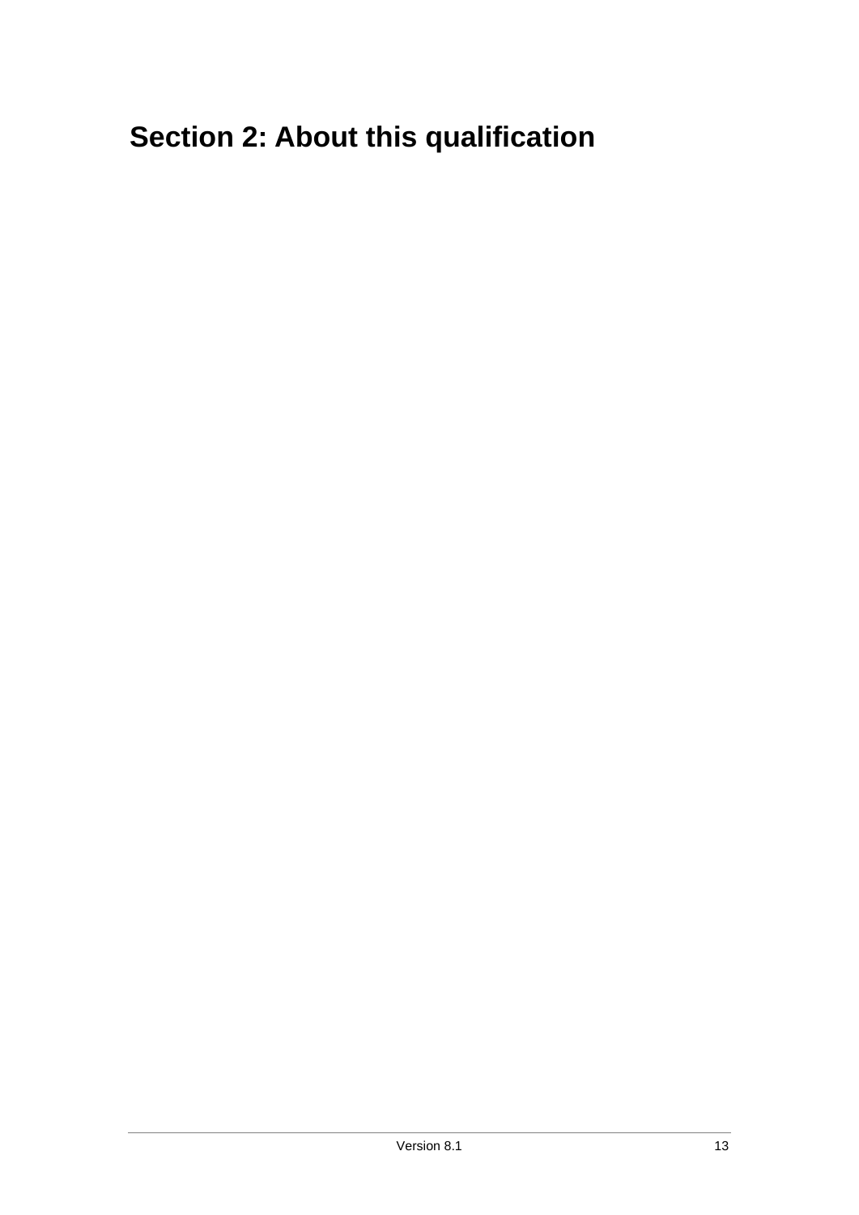# Section 2: About this qualification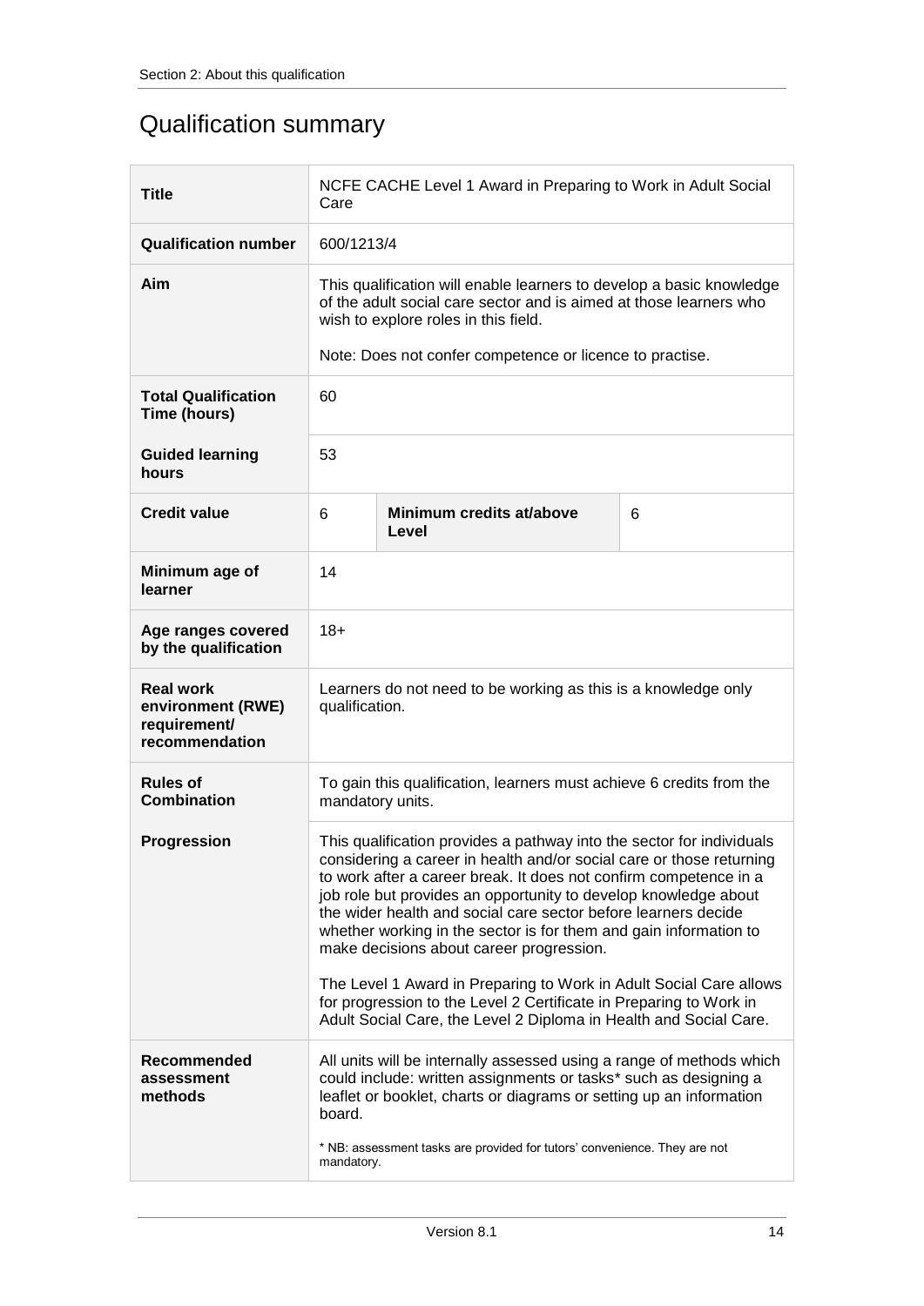## Qualification summary

| | | | |
|---|---|---|---|
| **Title** | NCFE CACHE Level 1 Award in Preparing to Work in Adult Social Care | | |
| **Qualification number** | 600/1213/4 | | |
| **Aim** | This qualification will enable learners to develop a basic knowledge of the adult social care sector and is aimed at those learners who wish to explore roles in this field.<br><br>Note: Does not confer competence or licence to practise. | | |
| **Total Qualification Time (hours)** | 60 | | |
| **Guided learning hours** | 53 | | |
| **Credit value** | 6 | **Minimum credits at/above Level** | 6 |
| **Minimum age of learner** | 14 | | |
| **Age ranges covered by the qualification** | 18+ | | |
| **Real work environment (RWE) requirement/ recommendation** | Learners do not need to be working as this is a knowledge only qualification. | | |
| **Rules of Combination** | To gain this qualification, learners must achieve 6 credits from the mandatory units. | | |
| **Progression** | This qualification provides a pathway into the sector for individuals considering a career in health and/or social care or those returning to work after a career break. It does not confirm competence in a job role but provides an opportunity to develop knowledge about the wider health and social care sector before learners decide whether working in the sector is for them and gain information to make decisions about career progression.<br><br>The Level 1 Award in Preparing to Work in Adult Social Care allows for progression to the Level 2 Certificate in Preparing to Work in Adult Social Care, the Level 2 Diploma in Health and Social Care. | | |
| **Recommended assessment methods** | All units will be internally assessed using a range of methods which could include: written assignments or tasks* such as designing a leaflet or booklet, charts or diagrams or setting up an information board.<br><br>* NB: assessment tasks are provided for tutors' convenience. They are not mandatory. | | |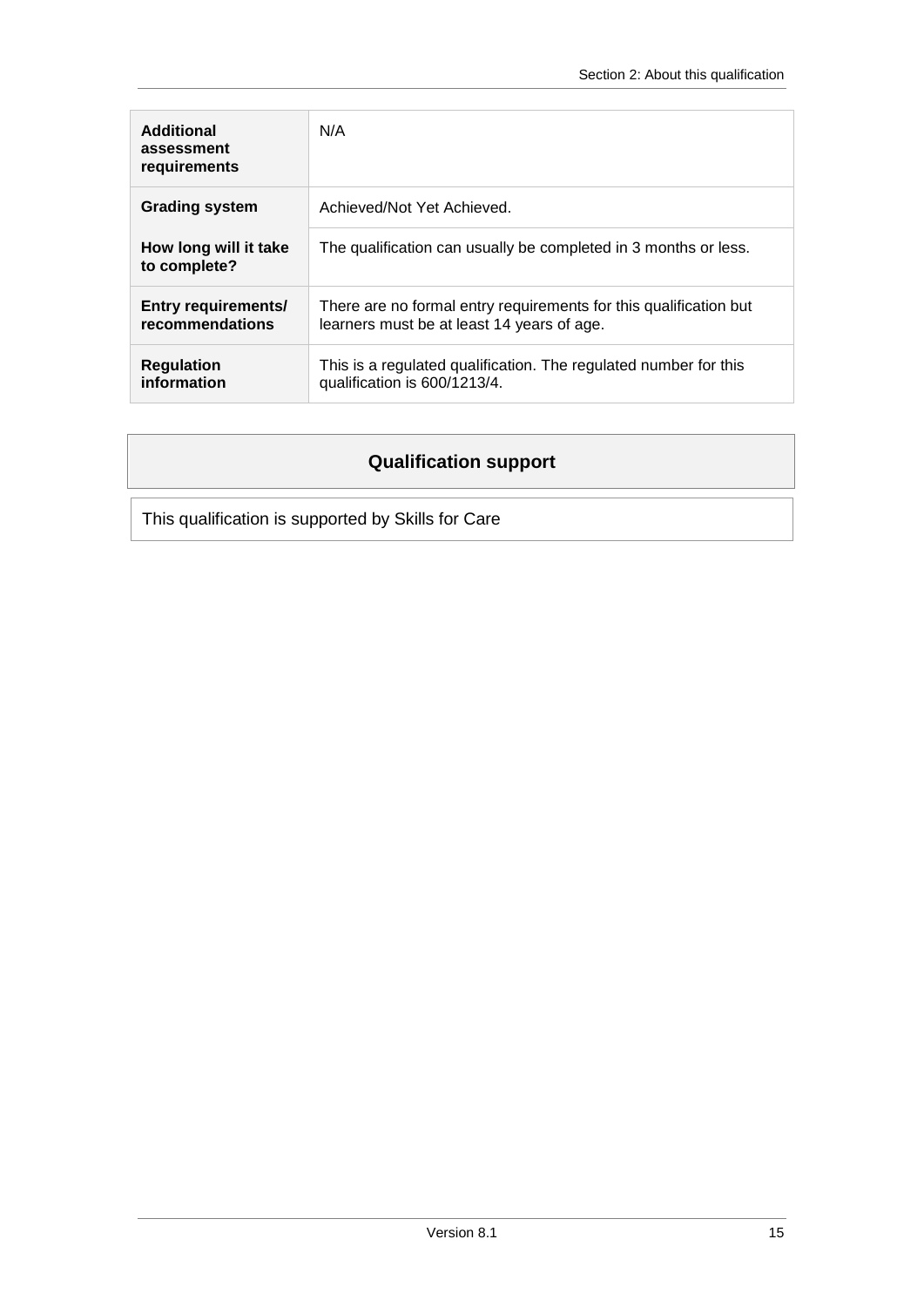| | |
|---|---|
| **Additional assessment requirements** | N/A |
| **Grading system** | Achieved/Not Yet Achieved. |
| **How long will it take to complete?** | The qualification can usually be completed in 3 months or less. |
| **Entry requirements/ recommendations** | There are no formal entry requirements for this qualification but learners must be at least 14 years of age. |
| **Regulation information** | This is a regulated qualification. The regulated number for this qualification is 600/1213/4. |

## Qualification support

This qualification is supported by Skills for Care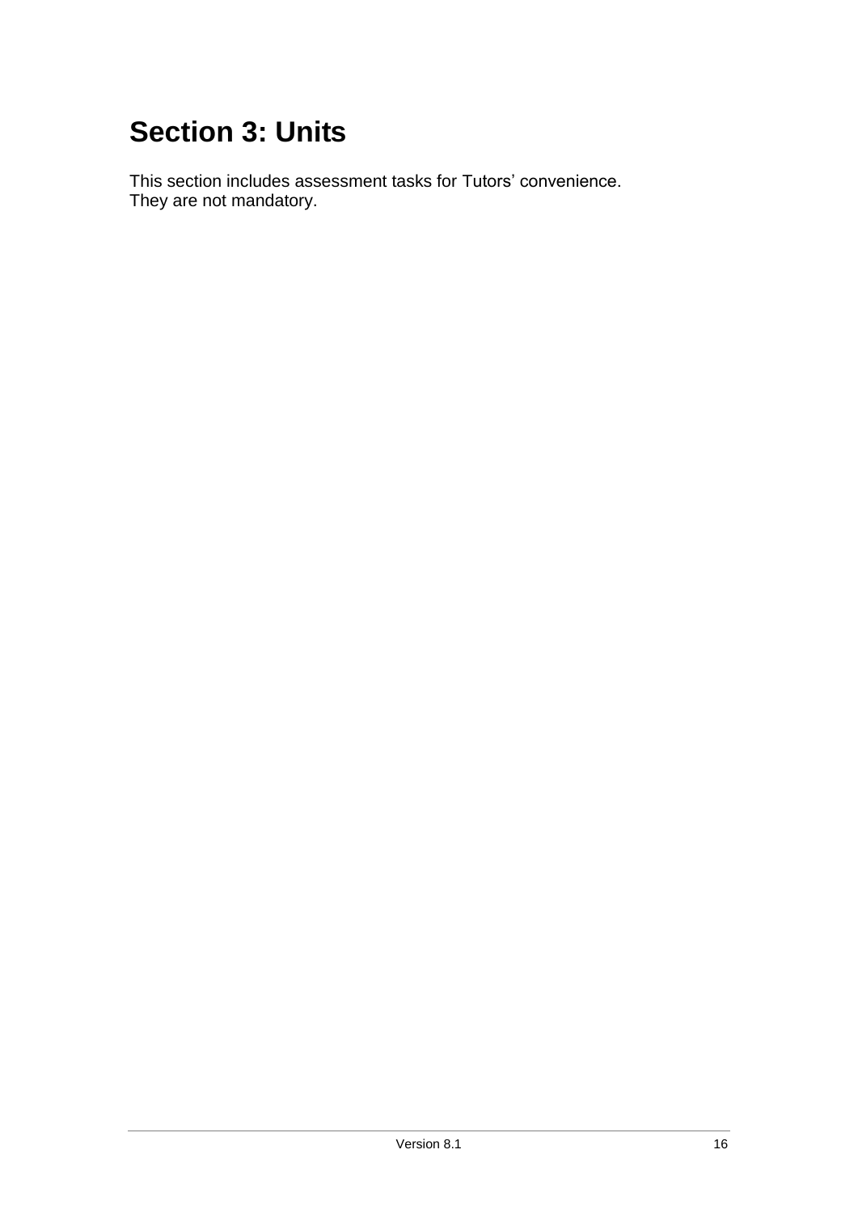# Section 3: Units

This section includes assessment tasks for Tutors' convenience.
They are not mandatory.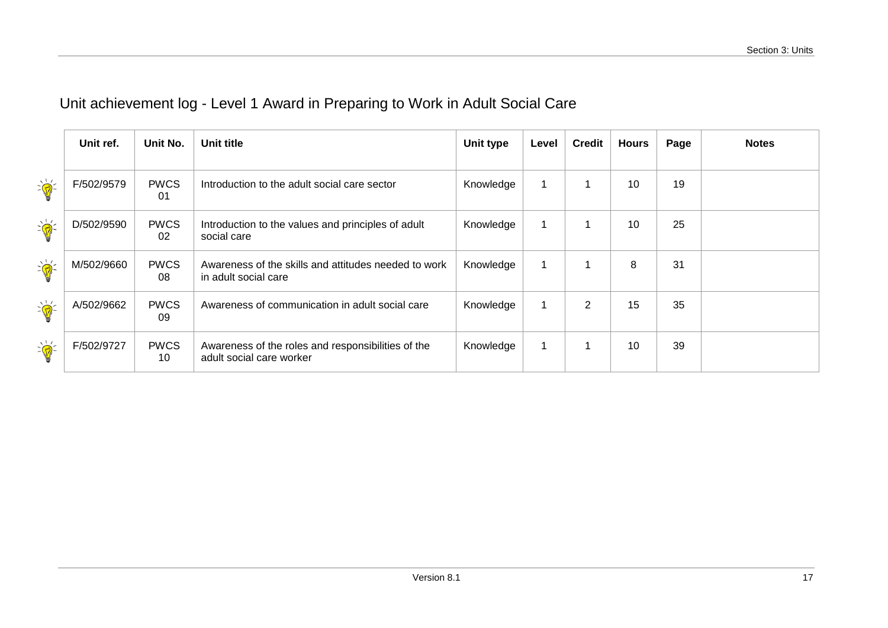# Unit achievement log - Level 1 Award in Preparing to Work in Adult Social Care

| Unit ref. | Unit No. | Unit title | Unit type | Level | Credit | Hours | Page | Notes |
|---|---|---|---|---|---|---|---|---|
| F/502/9579 | PWCS 01 | Introduction to the adult social care sector | Knowledge | 1 | 1 | 10 | 19 | |
| D/502/9590 | PWCS 02 | Introduction to the values and principles of adult social care | Knowledge | 1 | 1 | 10 | 25 | |
| M/502/9660 | PWCS 08 | Awareness of the skills and attitudes needed to work in adult social care | Knowledge | 1 | 1 | 8 | 31 | |
| A/502/9662 | PWCS 09 | Awareness of communication in adult social care | Knowledge | 1 | 2 | 15 | 35 | |
| F/502/9727 | PWCS 10 | Awareness of the roles and responsibilities of the adult social care worker | Knowledge | 1 | 1 | 10 | 39 | |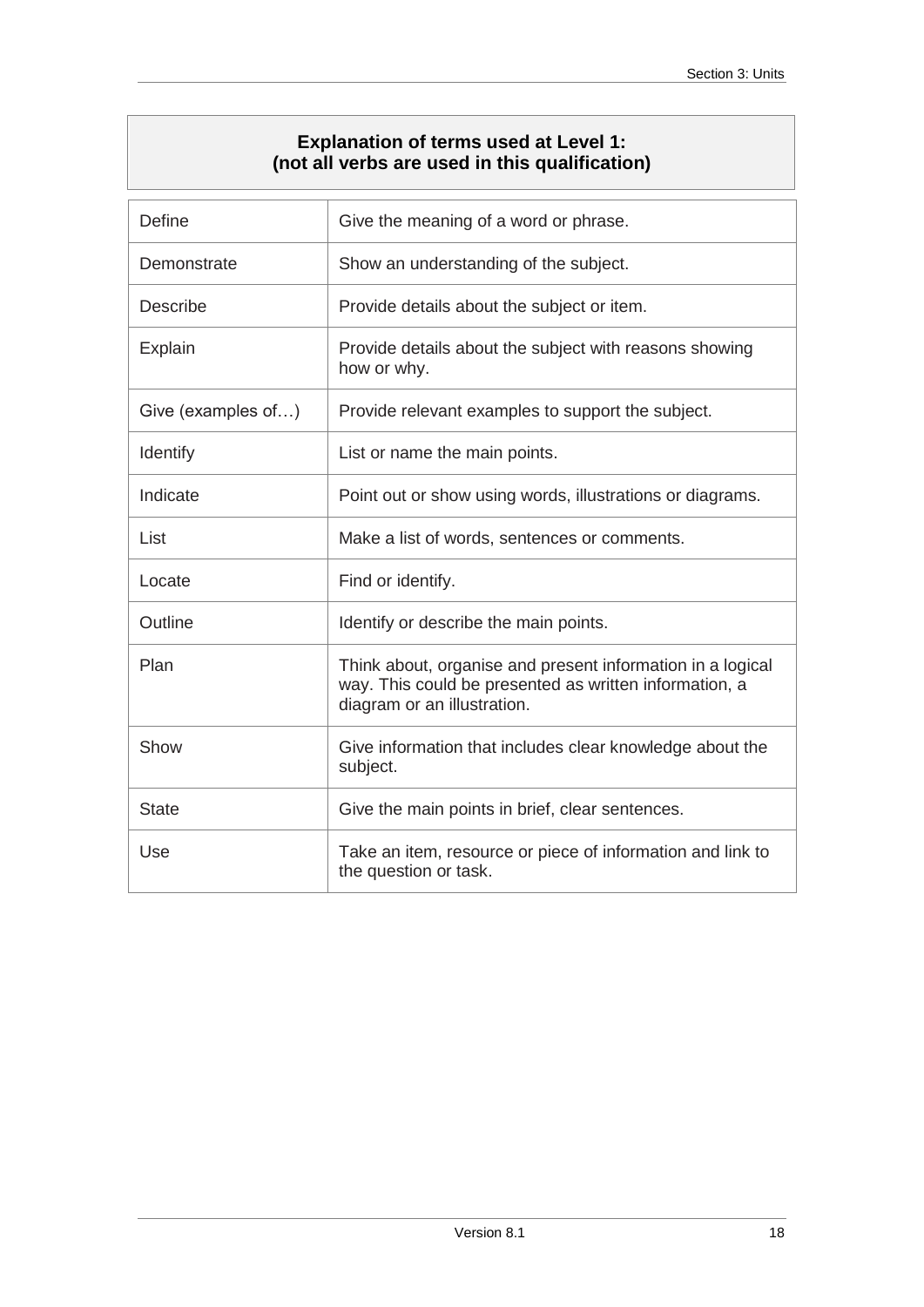**Explanation of terms used at Level 1:**
**(not all verbs are used in this qualification)**

| | |
|---|---|
| Define | Give the meaning of a word or phrase. |
| Demonstrate | Show an understanding of the subject. |
| Describe | Provide details about the subject or item. |
| Explain | Provide details about the subject with reasons showing how or why. |
| Give (examples of…) | Provide relevant examples to support the subject. |
| Identify | List or name the main points. |
| Indicate | Point out or show using words, illustrations or diagrams. |
| List | Make a list of words, sentences or comments. |
| Locate | Find or identify. |
| Outline | Identify or describe the main points. |
| Plan | Think about, organise and present information in a logical way. This could be presented as written information, a diagram or an illustration. |
| Show | Give information that includes clear knowledge about the subject. |
| State | Give the main points in brief, clear sentences. |
| Use | Take an item, resource or piece of information and link to the question or task. |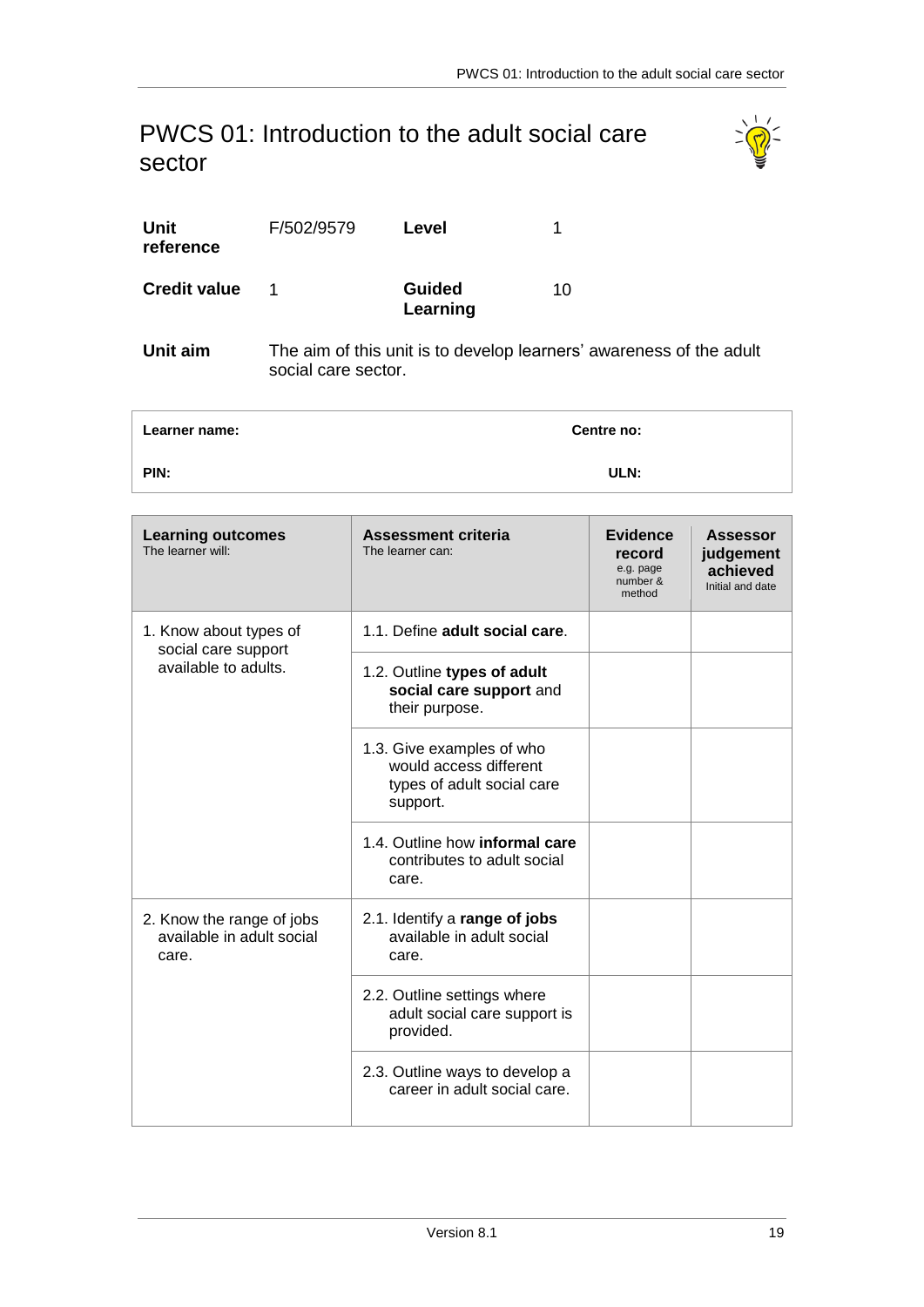# PWCS 01: Introduction to the adult social care sector

| | | | |
|---|---|---|---|
| **Unit reference** | F/502/9579 | **Level** | 1 |
| **Credit value** | 1 | **Guided Learning** | 10 |

**Unit aim** The aim of this unit is to develop learners' awareness of the adult social care sector.

| | |
|---|---|
| **Learner name:** | **Centre no:** |
| **PIN:** | **ULN:** |

| **Learning outcomes**<br>The learner will: | **Assessment criteria**<br>The learner can: | **Evidence record**<br>e.g. page number & method | **Assessor judgement achieved**<br>Initial and date |
|---|---|---|---|
| 1. Know about types of social care support available to adults. | 1.1. Define **adult social care**. | | |
| | 1.2. Outline **types of adult social care support** and their purpose. | | |
| | 1.3. Give examples of who would access different types of adult social care support. | | |
| | 1.4. Outline how **informal care** contributes to adult social care. | | |
| 2. Know the range of jobs available in adult social care. | 2.1. Identify a **range of jobs** available in adult social care. | | |
| | 2.2. Outline settings where adult social care support is provided. | | |
| | 2.3. Outline ways to develop a career in adult social care. | | |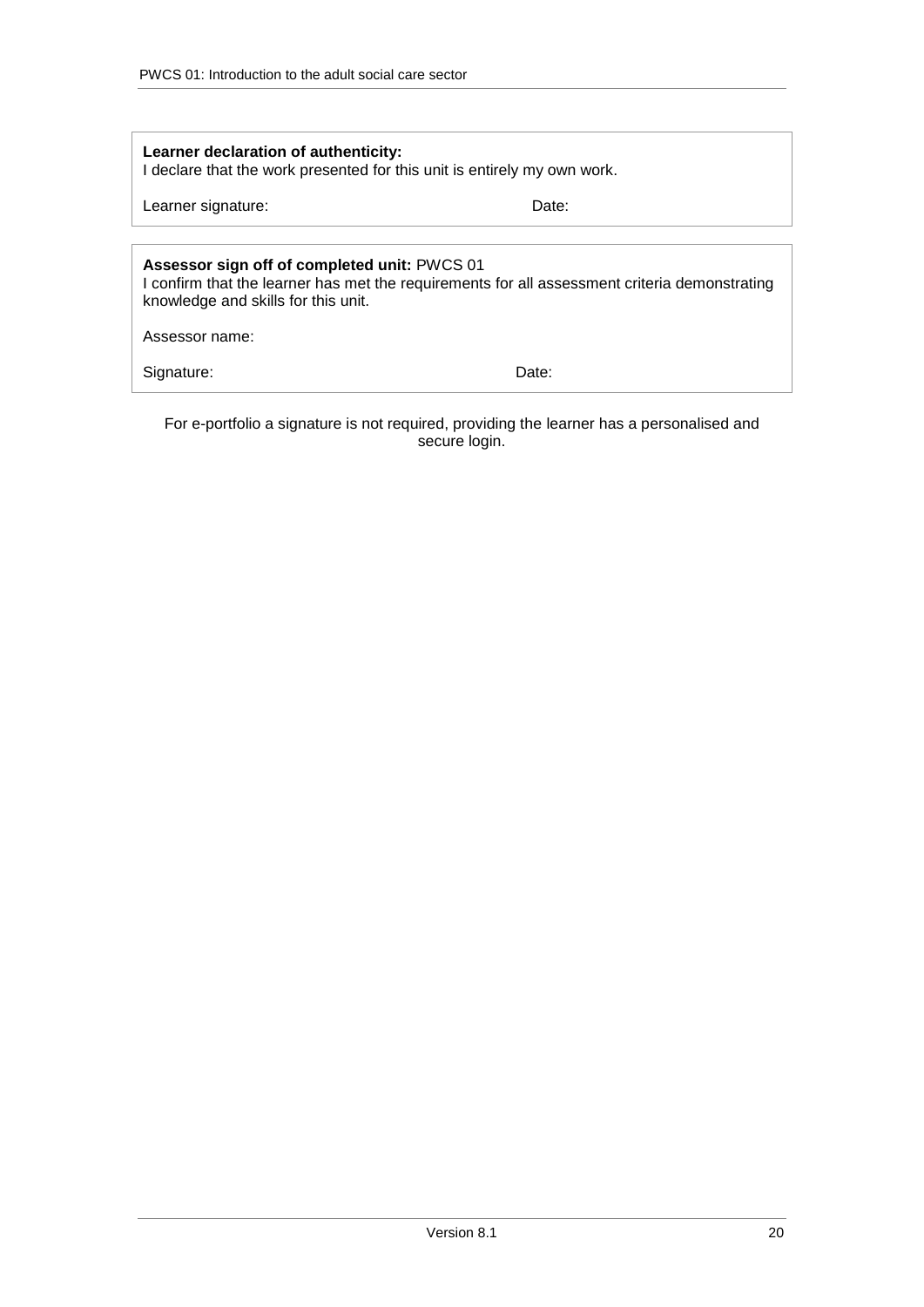**Learner declaration of authenticity:**
I declare that the work presented for this unit is entirely my own work.

Learner signature: Date:

**Assessor sign off of completed unit:** PWCS 01
I confirm that the learner has met the requirements for all assessment criteria demonstrating knowledge and skills for this unit.

Assessor name:

Signature: Date:

For e-portfolio a signature is not required, providing the learner has a personalised and secure login.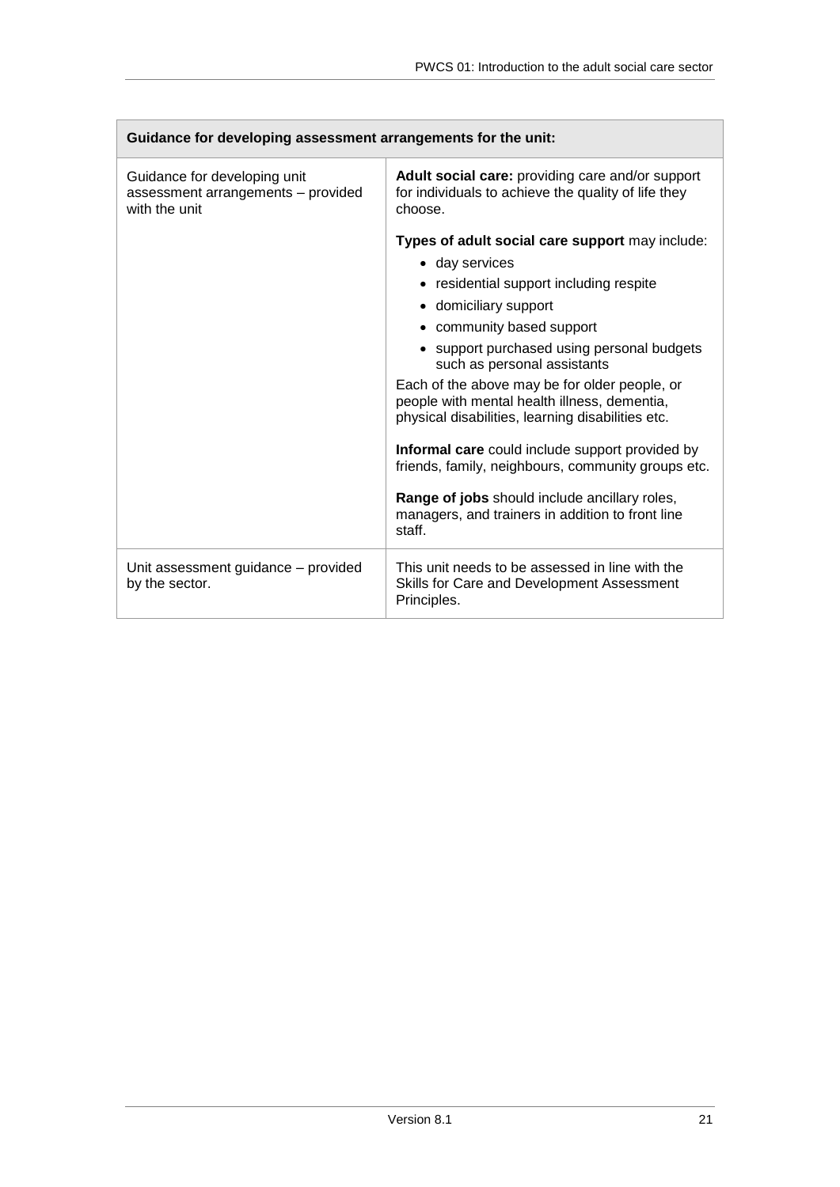| Guidance for developing assessment arrangements for the unit: | |
|---|---|
| Guidance for developing unit assessment arrangements – provided with the unit | **Adult social care:** providing care and/or support for individuals to achieve the quality of life they choose.<br><br>**Types of adult social care support** may include:<br>• day services<br>• residential support including respite<br>• domiciliary support<br>• community based support<br>• support purchased using personal budgets such as personal assistants<br><br>Each of the above may be for older people, or people with mental health illness, dementia, physical disabilities, learning disabilities etc.<br><br>**Informal care** could include support provided by friends, family, neighbours, community groups etc.<br><br>**Range of jobs** should include ancillary roles, managers, and trainers in addition to front line staff. |
| Unit assessment guidance – provided by the sector. | This unit needs to be assessed in line with the Skills for Care and Development Assessment Principles. |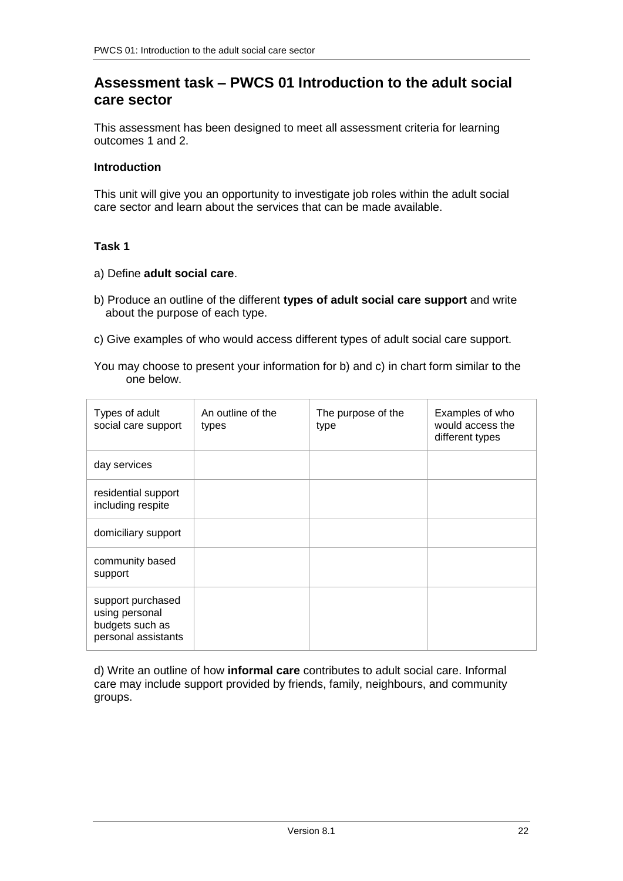## Assessment task – PWCS 01 Introduction to the adult social care sector

This assessment has been designed to meet all assessment criteria for learning outcomes 1 and 2.

**Introduction**

This unit will give you an opportunity to investigate job roles within the adult social care sector and learn about the services that can be made available.

**Task 1**

a) Define **adult social care**.

b) Produce an outline of the different **types of adult social care support** and write about the purpose of each type.

c) Give examples of who would access different types of adult social care support.

You may choose to present your information for b) and c) in chart form similar to the one below.

| Types of adult social care support | An outline of the types | The purpose of the type | Examples of who would access the different types |
|---|---|---|---|
| day services | | | |
| residential support including respite | | | |
| domiciliary support | | | |
| community based support | | | |
| support purchased using personal budgets such as personal assistants | | | |

d) Write an outline of how **informal care** contributes to adult social care. Informal care may include support provided by friends, family, neighbours, and community groups.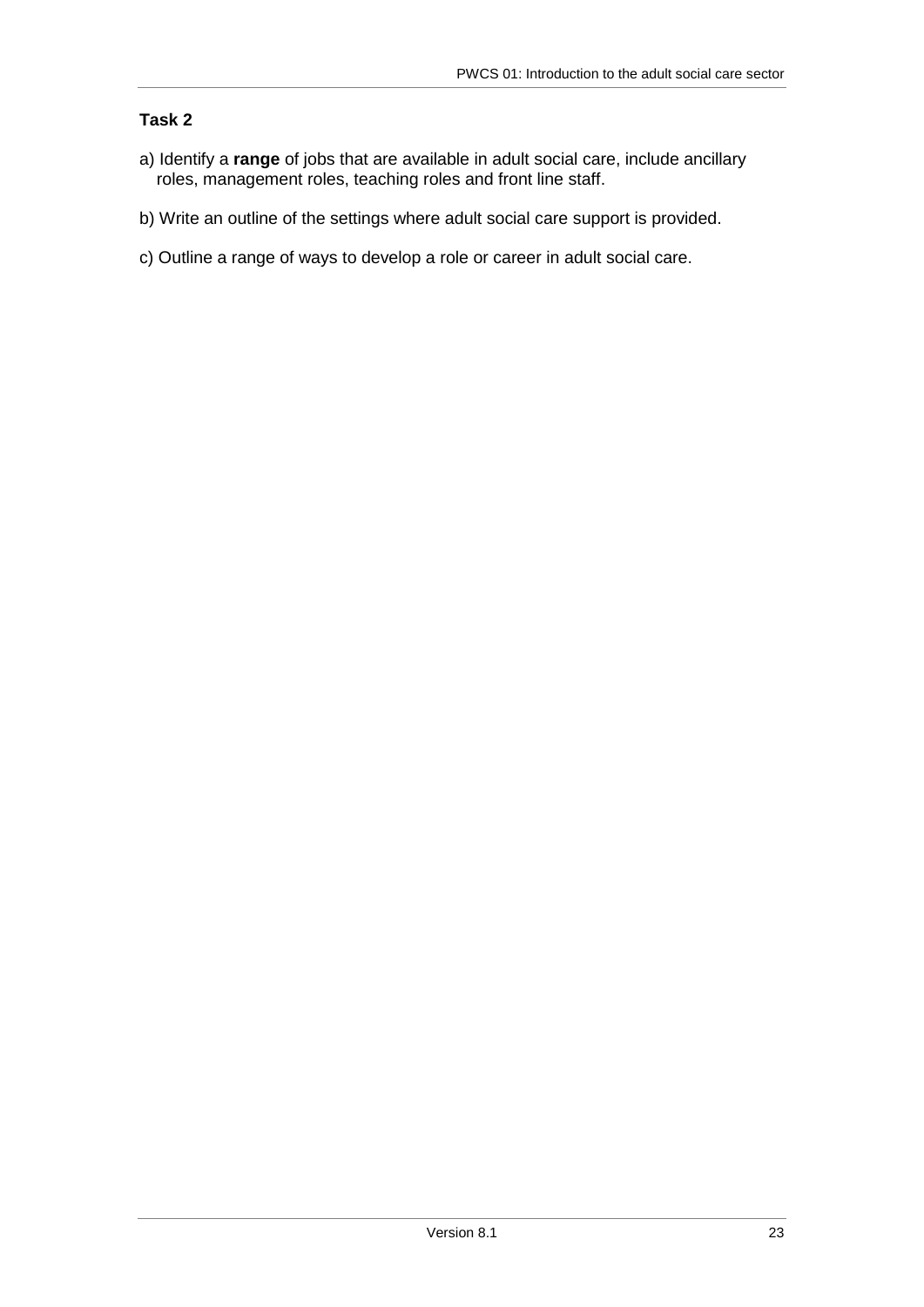**Task 2**

a) Identify a **range** of jobs that are available in adult social care, include ancillary roles, management roles, teaching roles and front line staff.

b) Write an outline of the settings where adult social care support is provided.

c) Outline a range of ways to develop a role or career in adult social care.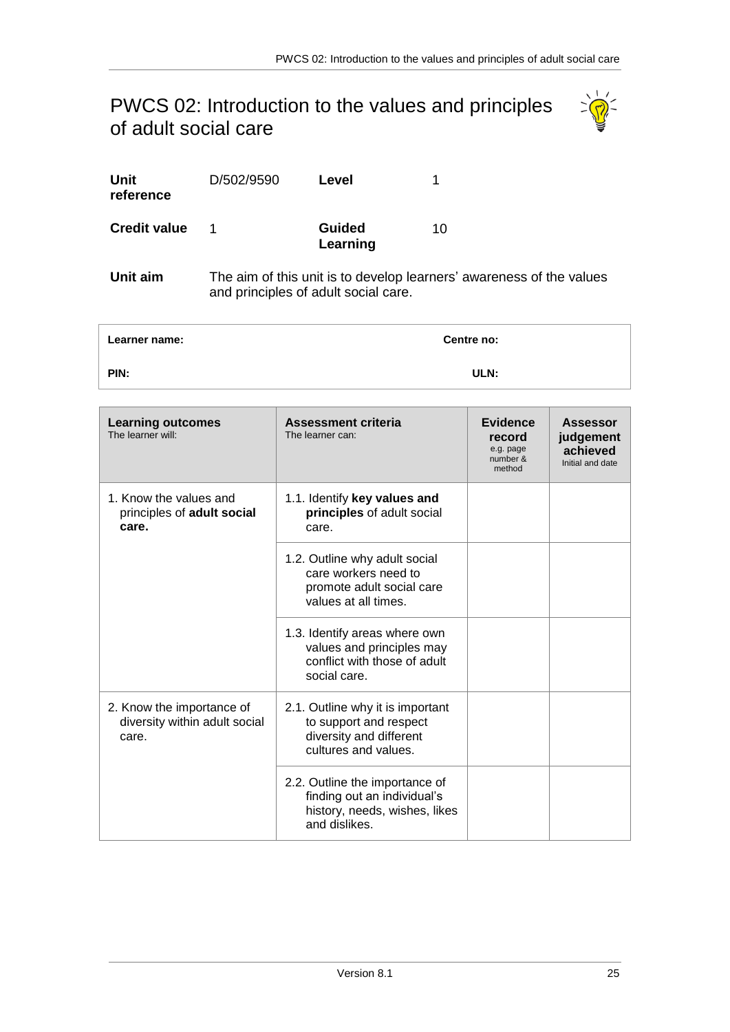# PWCS 02: Introduction to the values and principles of adult social care

| | | | |
|---|---|---|---|
| **Unit reference** | D/502/9590 | **Level** | 1 |
| **Credit value** | 1 | **Guided Learning** | 10 |

**Unit aim** The aim of this unit is to develop learners' awareness of the values and principles of adult social care.

| **Learner name:** | **Centre no:** |
|---|---|
| **PIN:** | **ULN:** |

| **Learning outcomes** The learner will: | **Assessment criteria** The learner can: | **Evidence record** e.g. page number & method | **Assessor judgement achieved** Initial and date |
|---|---|---|---|
| 1. Know the values and principles of **adult social care.** | 1.1. Identify **key values and principles** of adult social care. | | |
| | 1.2. Outline why adult social care workers need to promote adult social care values at all times. | | |
| | 1.3. Identify areas where own values and principles may conflict with those of adult social care. | | |
| 2. Know the importance of diversity within adult social care. | 2.1. Outline why it is important to support and respect diversity and different cultures and values. | | |
| | 2.2. Outline the importance of finding out an individual's history, needs, wishes, likes and dislikes. | | |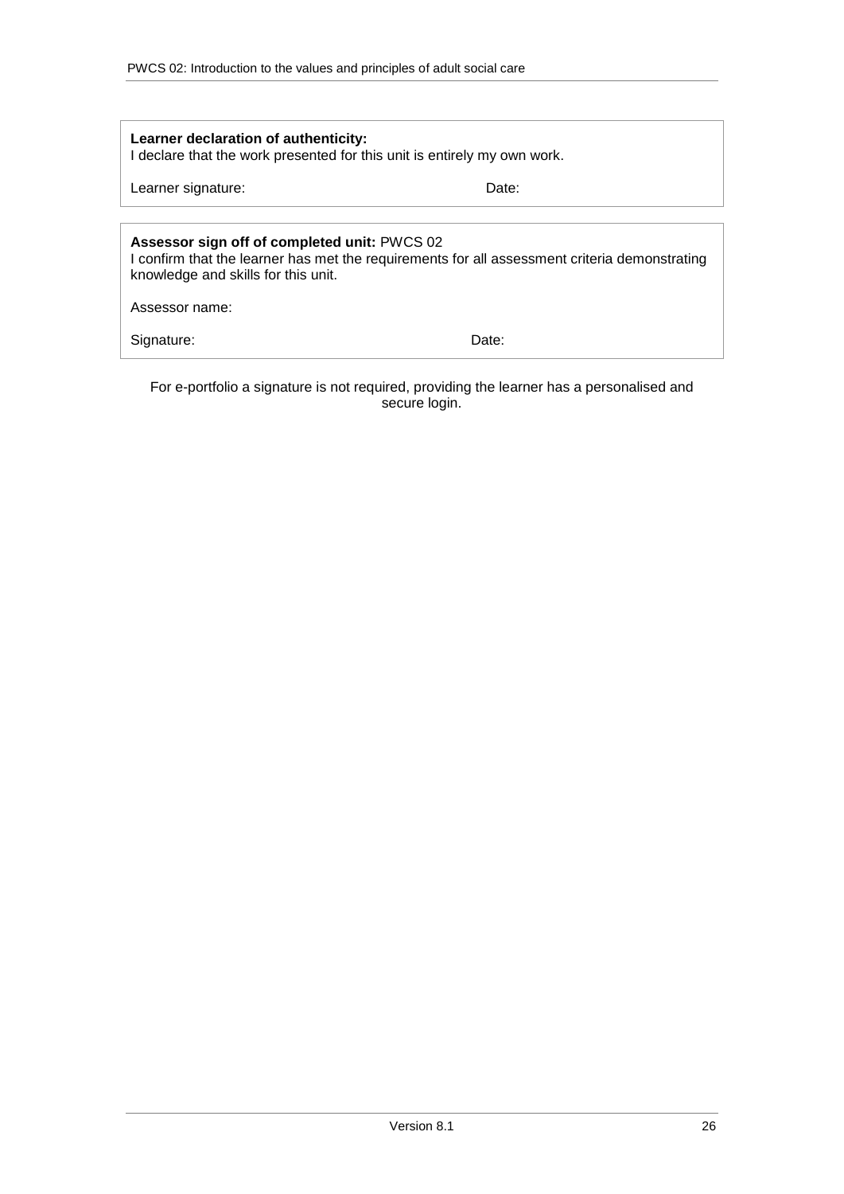**Learner declaration of authenticity:**
I declare that the work presented for this unit is entirely my own work.

Learner signature: Date:

**Assessor sign off of completed unit:** PWCS 02
I confirm that the learner has met the requirements for all assessment criteria demonstrating knowledge and skills for this unit.

Assessor name:

Signature: Date:

For e-portfolio a signature is not required, providing the learner has a personalised and secure login.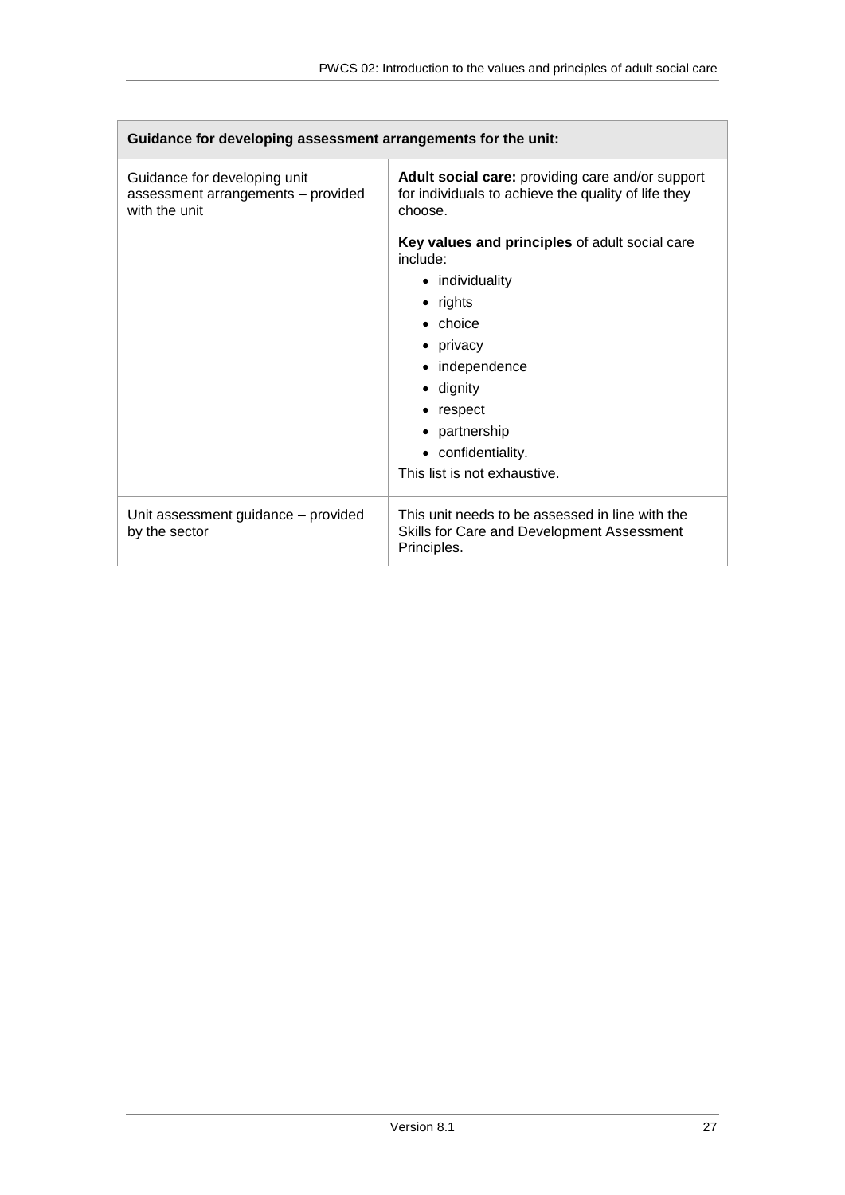| Guidance for developing assessment arrangements for the unit: | |
|---|---|
| Guidance for developing unit assessment arrangements – provided with the unit | **Adult social care:** providing care and/or support for individuals to achieve the quality of life they choose.<br><br>**Key values and principles** of adult social care include:<br>• individuality<br>• rights<br>• choice<br>• privacy<br>• independence<br>• dignity<br>• respect<br>• partnership<br>• confidentiality.<br>This list is not exhaustive. |
| Unit assessment guidance – provided by the sector | This unit needs to be assessed in line with the Skills for Care and Development Assessment Principles. |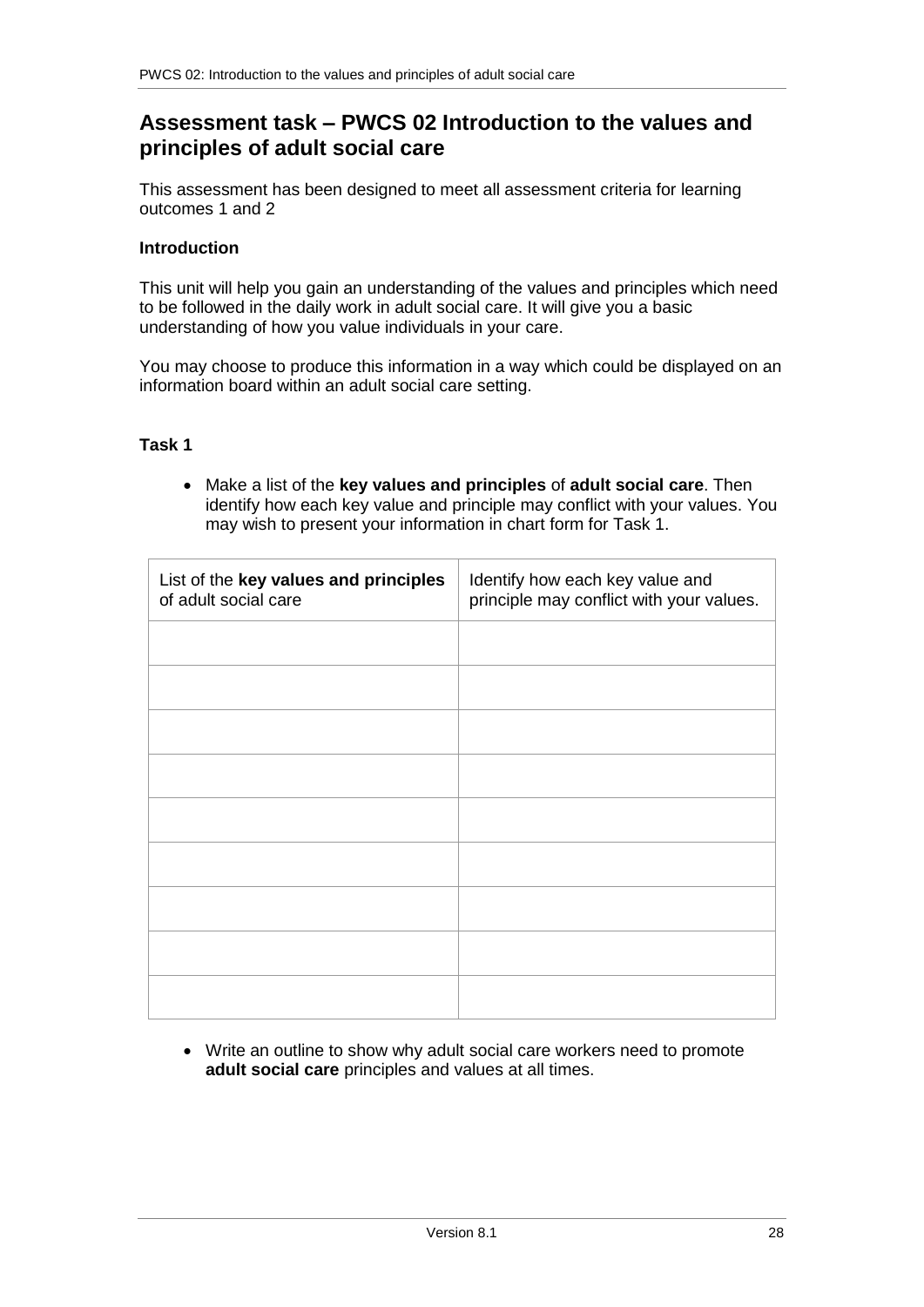## Assessment task – PWCS 02 Introduction to the values and principles of adult social care

This assessment has been designed to meet all assessment criteria for learning outcomes 1 and 2

**Introduction**

This unit will help you gain an understanding of the values and principles which need to be followed in the daily work in adult social care. It will give you a basic understanding of how you value individuals in your care.

You may choose to produce this information in a way which could be displayed on an information board within an adult social care setting.

**Task 1**

- Make a list of the **key values and principles** of **adult social care**. Then identify how each key value and principle may conflict with your values. You may wish to present your information in chart form for Task 1.

| List of the **key values and principles** of adult social care | Identify how each key value and principle may conflict with your values. |
| --- | --- |
| | |
| | |
| | |
| | |
| | |
| | |
| | |
| | |
| | |

- Write an outline to show why adult social care workers need to promote **adult social care** principles and values at all times.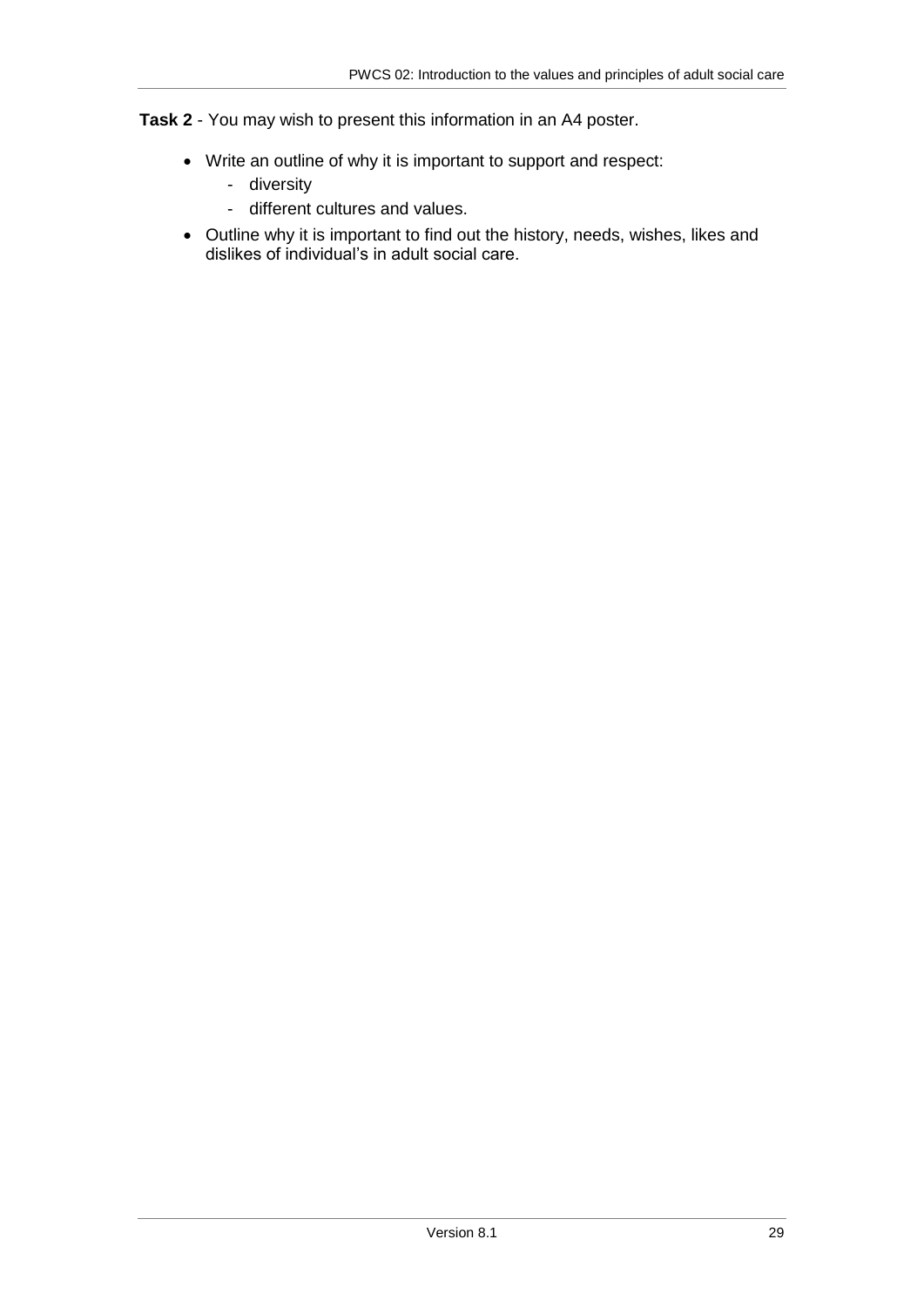**Task 2** - You may wish to present this information in an A4 poster.

- Write an outline of why it is important to support and respect:
    - diversity
    - different cultures and values.
- Outline why it is important to find out the history, needs, wishes, likes and dislikes of individual's in adult social care.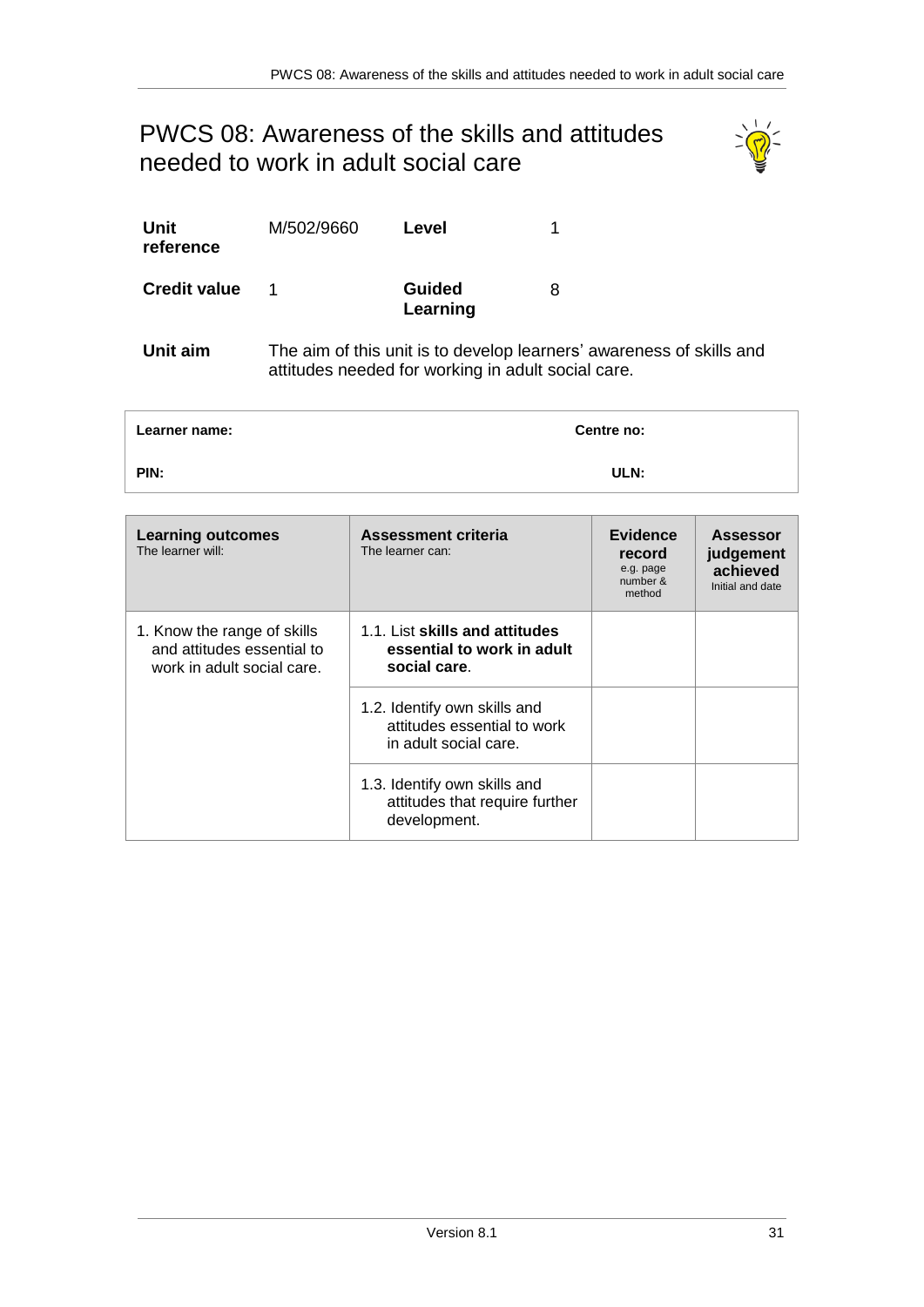# PWCS 08: Awareness of the skills and attitudes needed to work in adult social care

| | | | |
|---|---|---|---|
| **Unit reference** | M/502/9660 | **Level** | 1 |
| **Credit value** | 1 | **Guided Learning** | 8 |

**Unit aim** The aim of this unit is to develop learners' awareness of skills and attitudes needed for working in adult social care.

| **Learner name:** | **Centre no:** |
|---|---|
| **PIN:** | **ULN:** |

| **Learning outcomes** The learner will: | **Assessment criteria** The learner can: | **Evidence record** e.g. page number & method | **Assessor judgement achieved** Initial and date |
|---|---|---|---|
| 1. Know the range of skills and attitudes essential to work in adult social care. | 1.1. List **skills and attitudes essential to work in adult social care**. | | |
| | 1.2. Identify own skills and attitudes essential to work in adult social care. | | |
| | 1.3. Identify own skills and attitudes that require further development. | | |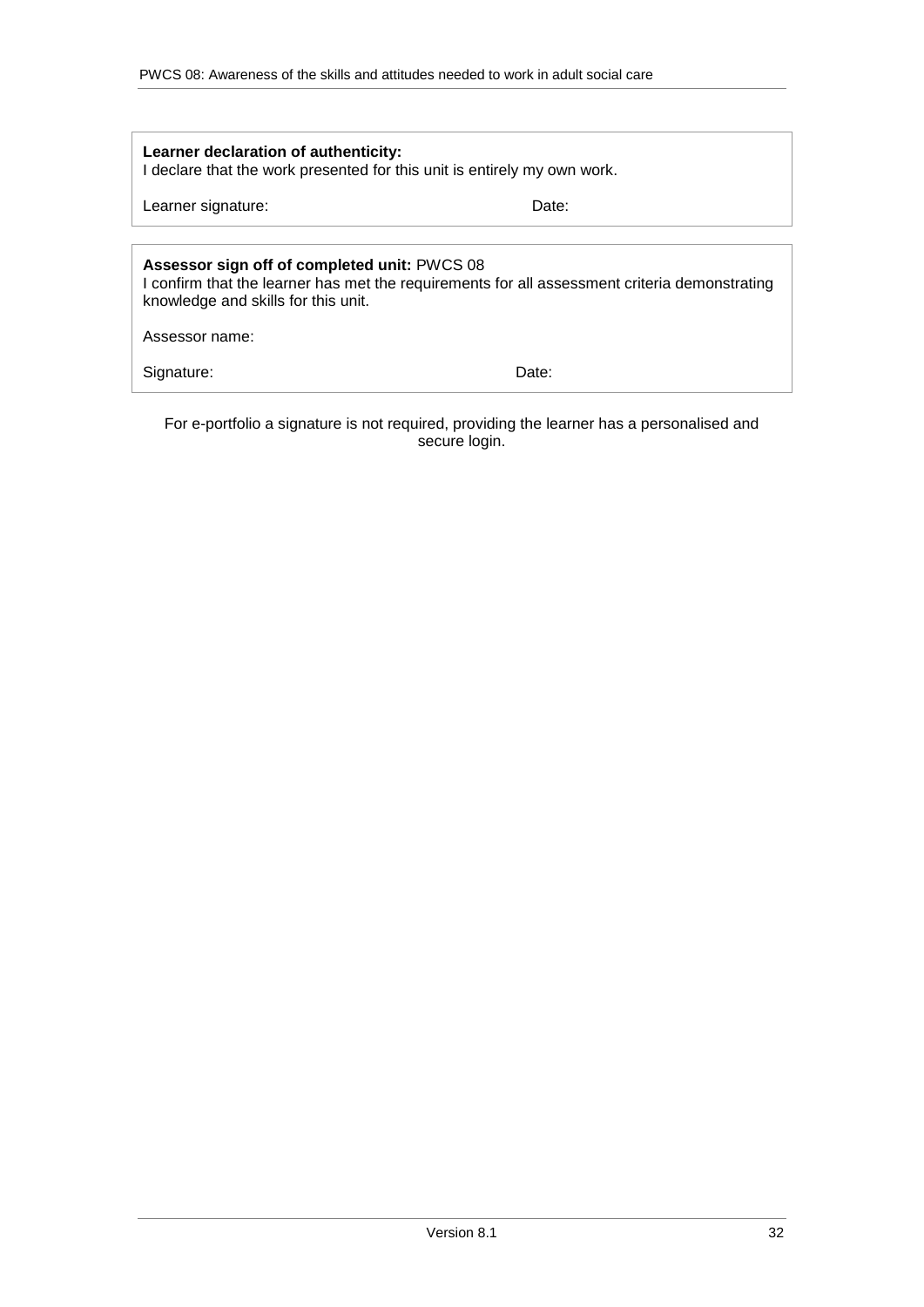**Learner declaration of authenticity:**
I declare that the work presented for this unit is entirely my own work.

Learner signature: Date:

**Assessor sign off of completed unit:** PWCS 08
I confirm that the learner has met the requirements for all assessment criteria demonstrating knowledge and skills for this unit.

Assessor name:

Signature: Date:

For e-portfolio a signature is not required, providing the learner has a personalised and secure login.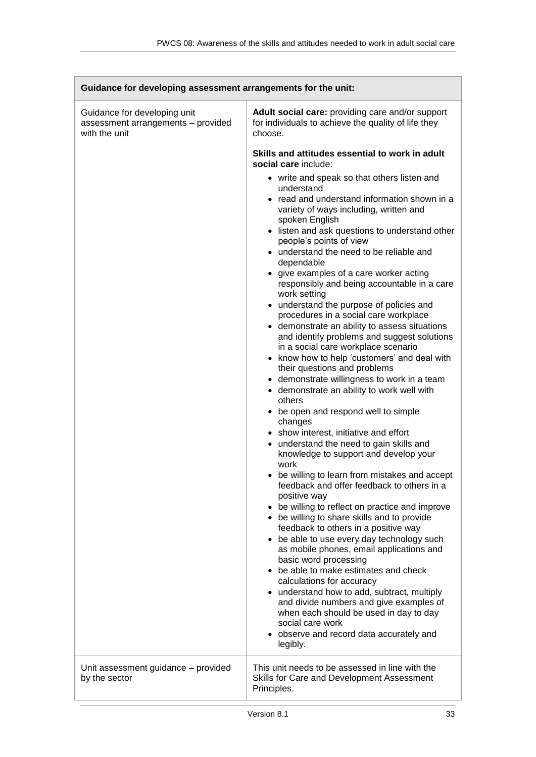| Guidance for developing assessment arrangements for the unit: | |
|---|---|
| Guidance for developing unit assessment arrangements – provided with the unit | **Adult social care:** providing care and/or support for individuals to achieve the quality of life they choose.<br><br>**Skills and attitudes essential to work in adult social care** include:<br>• write and speak so that others listen and understand<br>• read and understand information shown in a variety of ways including, written and spoken English<br>• listen and ask questions to understand other people's points of view<br>• understand the need to be reliable and dependable<br>• give examples of a care worker acting responsibly and being accountable in a care work setting<br>• understand the purpose of policies and procedures in a social care workplace<br>• demonstrate an ability to assess situations and identify problems and suggest solutions in a social care workplace scenario<br>• know how to help 'customers' and deal with their questions and problems<br>• demonstrate willingness to work in a team<br>• demonstrate an ability to work well with others<br>• be open and respond well to simple changes<br>• show interest, initiative and effort<br>• understand the need to gain skills and knowledge to support and develop your work<br>• be willing to learn from mistakes and accept feedback and offer feedback to others in a positive way<br>• be willing to reflect on practice and improve<br>• be willing to share skills and to provide feedback to others in a positive way<br>• be able to use every day technology such as mobile phones, email applications and basic word processing<br>• be able to make estimates and check calculations for accuracy<br>• understand how to add, subtract, multiply and divide numbers and give examples of when each should be used in day to day social care work<br>• observe and record data accurately and legibly. |
| Unit assessment guidance – provided by the sector | This unit needs to be assessed in line with the Skills for Care and Development Assessment Principles. |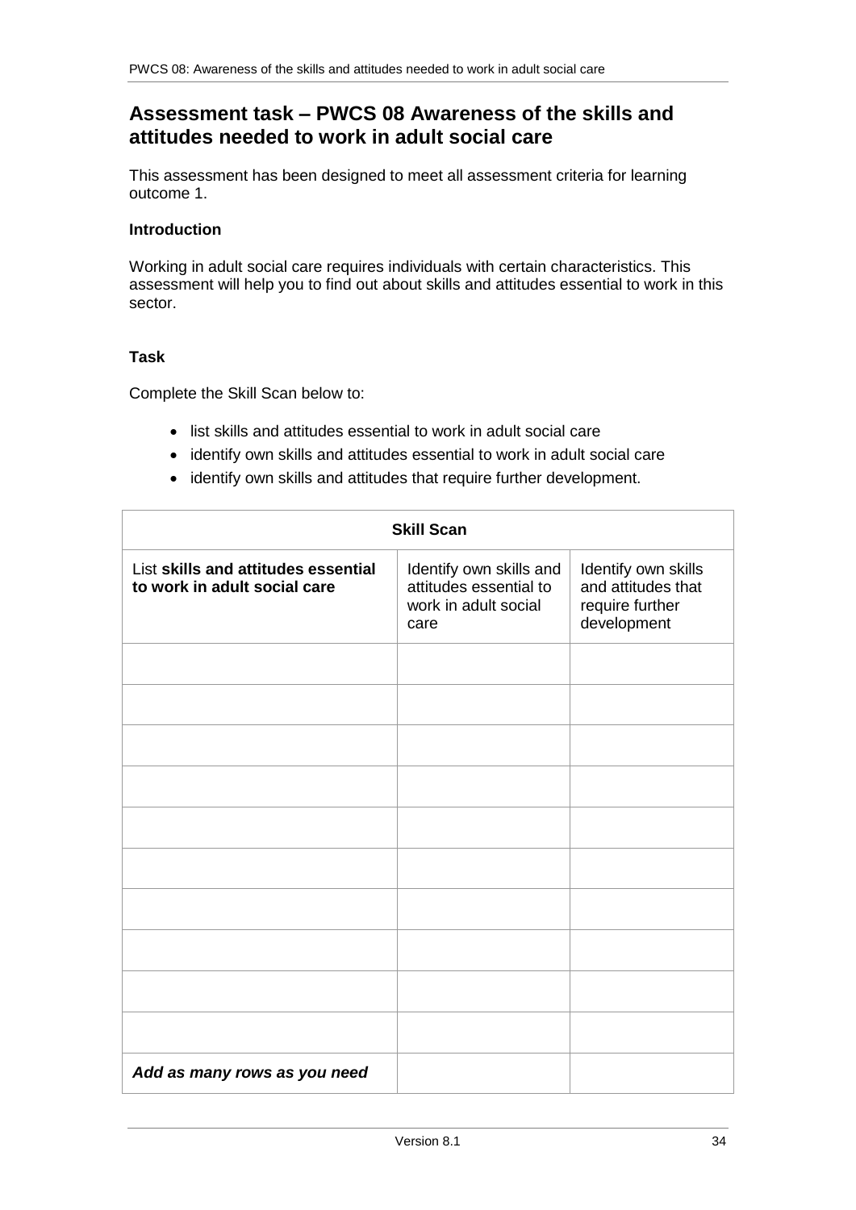## Assessment task – PWCS 08 Awareness of the skills and attitudes needed to work in adult social care

This assessment has been designed to meet all assessment criteria for learning outcome 1.

**Introduction**

Working in adult social care requires individuals with certain characteristics. This assessment will help you to find out about skills and attitudes essential to work in this sector.

**Task**

Complete the Skill Scan below to:

- list skills and attitudes essential to work in adult social care
- identify own skills and attitudes essential to work in adult social care
- identify own skills and attitudes that require further development.

| **Skill Scan** | | |
|---|---|---|
| List **skills and attitudes essential to work in adult social care** | Identify own skills and attitudes essential to work in adult social care | Identify own skills and attitudes that require further development |
| | | |
| | | |
| | | |
| | | |
| | | |
| | | |
| | | |
| | | |
| | | |
| | | |
| ***Add as many rows as you need*** | | |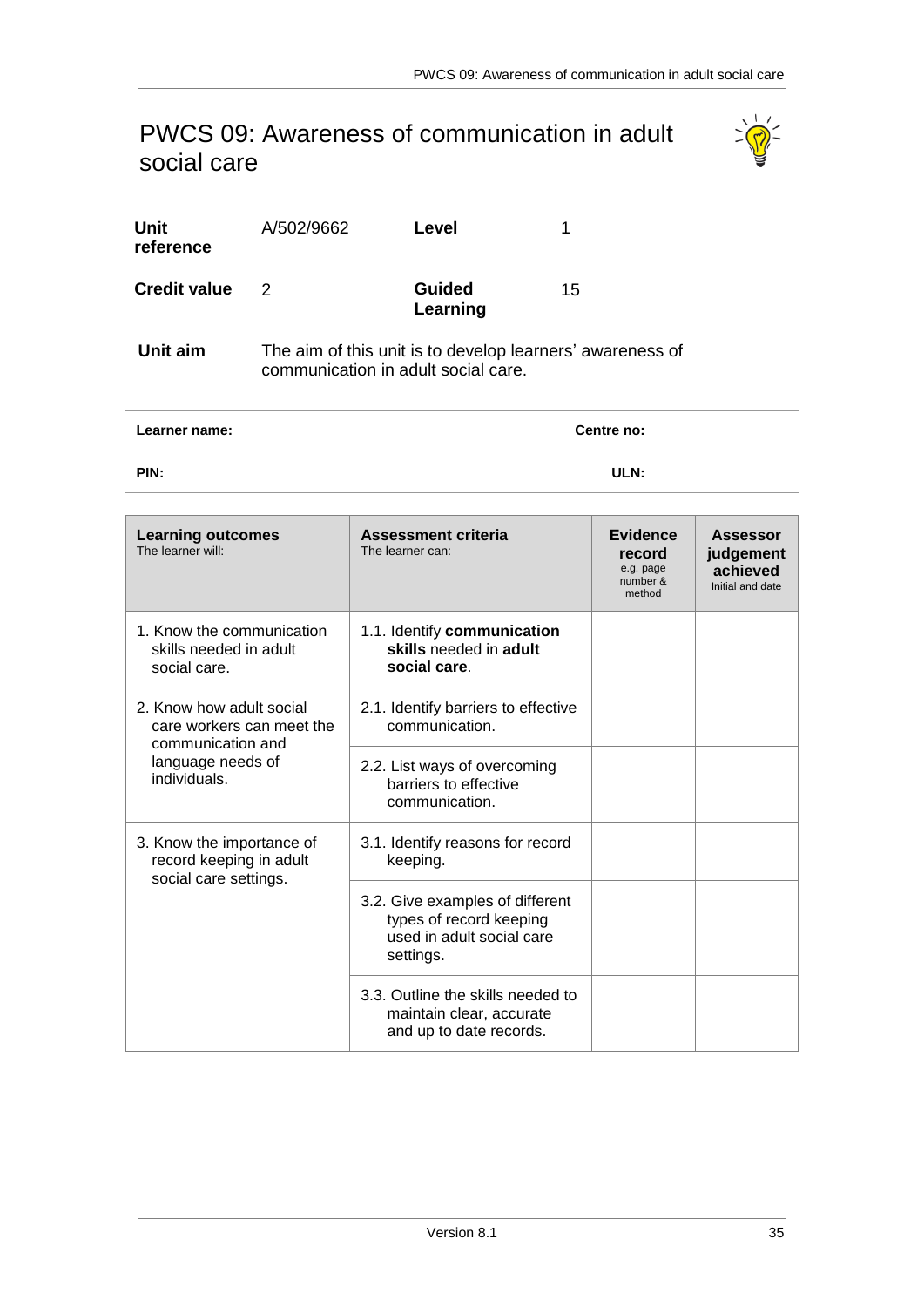# PWCS 09: Awareness of communication in adult social care

| | | | |
|---|---|---|---|
| **Unit reference** | A/502/9662 | **Level** | 1 |
| **Credit value** | 2 | **Guided Learning** | 15 |

**Unit aim** The aim of this unit is to develop learners' awareness of communication in adult social care.

| **Learner name:** | **Centre no:** |
|---|---|
| **PIN:** | **ULN:** |

| **Learning outcomes** The learner will: | **Assessment criteria** The learner can: | **Evidence record** e.g. page number & method | **Assessor judgement achieved** Initial and date |
|---|---|---|---|
| 1. Know the communication skills needed in adult social care. | 1.1. Identify **communication skills** needed in **adult social care**. | | |
| 2. Know how adult social care workers can meet the communication and language needs of individuals. | 2.1. Identify barriers to effective communication. | | |
| | 2.2. List ways of overcoming barriers to effective communication. | | |
| 3. Know the importance of record keeping in adult social care settings. | 3.1. Identify reasons for record keeping. | | |
| | 3.2. Give examples of different types of record keeping used in adult social care settings. | | |
| | 3.3. Outline the skills needed to maintain clear, accurate and up to date records. | | |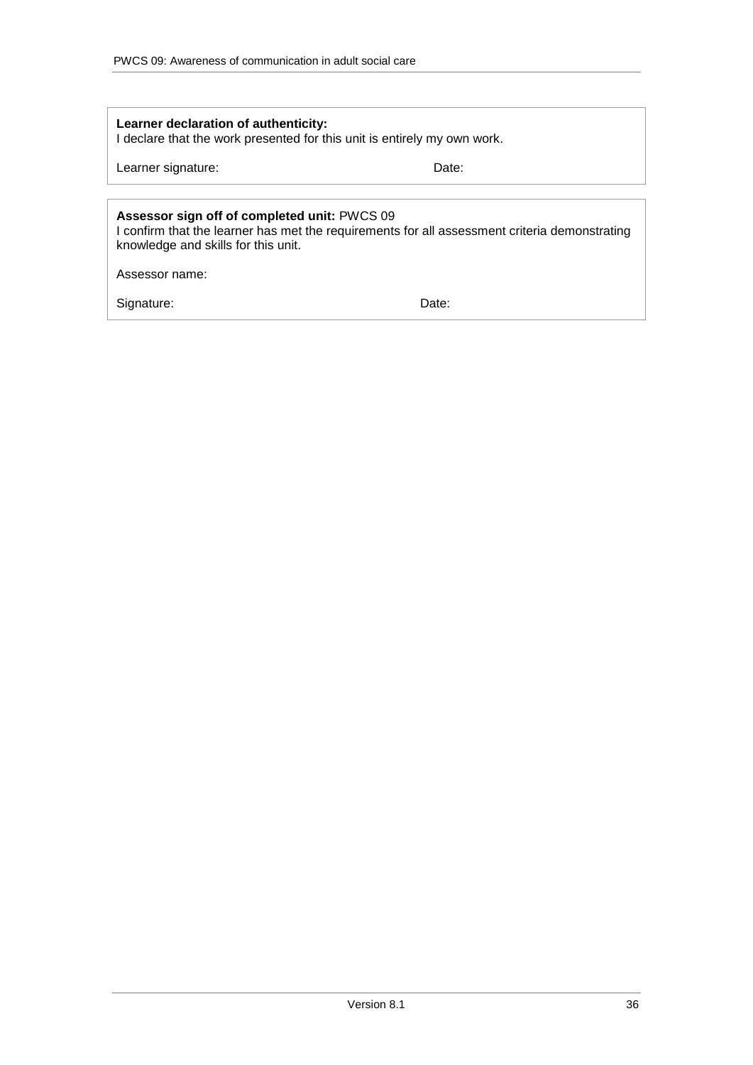**Learner declaration of authenticity:**
I declare that the work presented for this unit is entirely my own work.

Learner signature: Date:

**Assessor sign off of completed unit:** PWCS 09
I confirm that the learner has met the requirements for all assessment criteria demonstrating knowledge and skills for this unit.

Assessor name:

Signature: Date: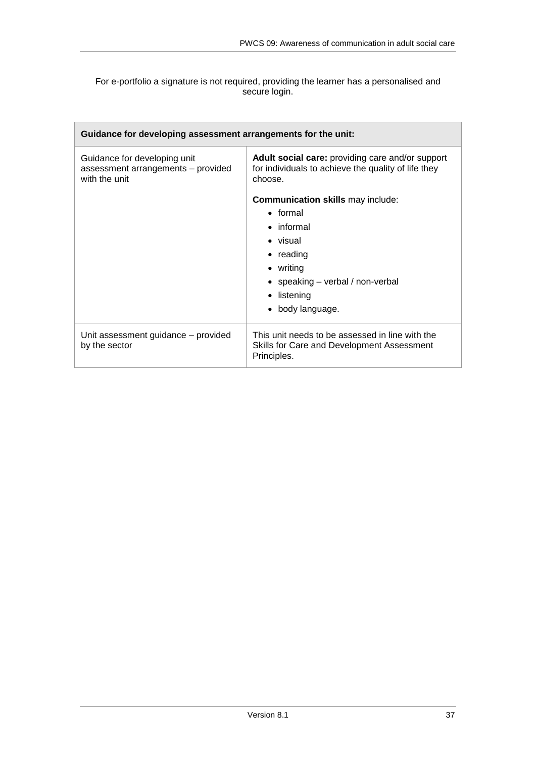For e-portfolio a signature is not required, providing the learner has a personalised and secure login.

| Guidance for developing assessment arrangements for the unit: | |
|---|---|
| Guidance for developing unit assessment arrangements – provided with the unit | **Adult social care:** providing care and/or support for individuals to achieve the quality of life they choose.<br><br>**Communication skills** may include:<br>• formal<br>• informal<br>• visual<br>• reading<br>• writing<br>• speaking – verbal / non-verbal<br>• listening<br>• body language. |
| Unit assessment guidance – provided by the sector | This unit needs to be assessed in line with the Skills for Care and Development Assessment Principles. |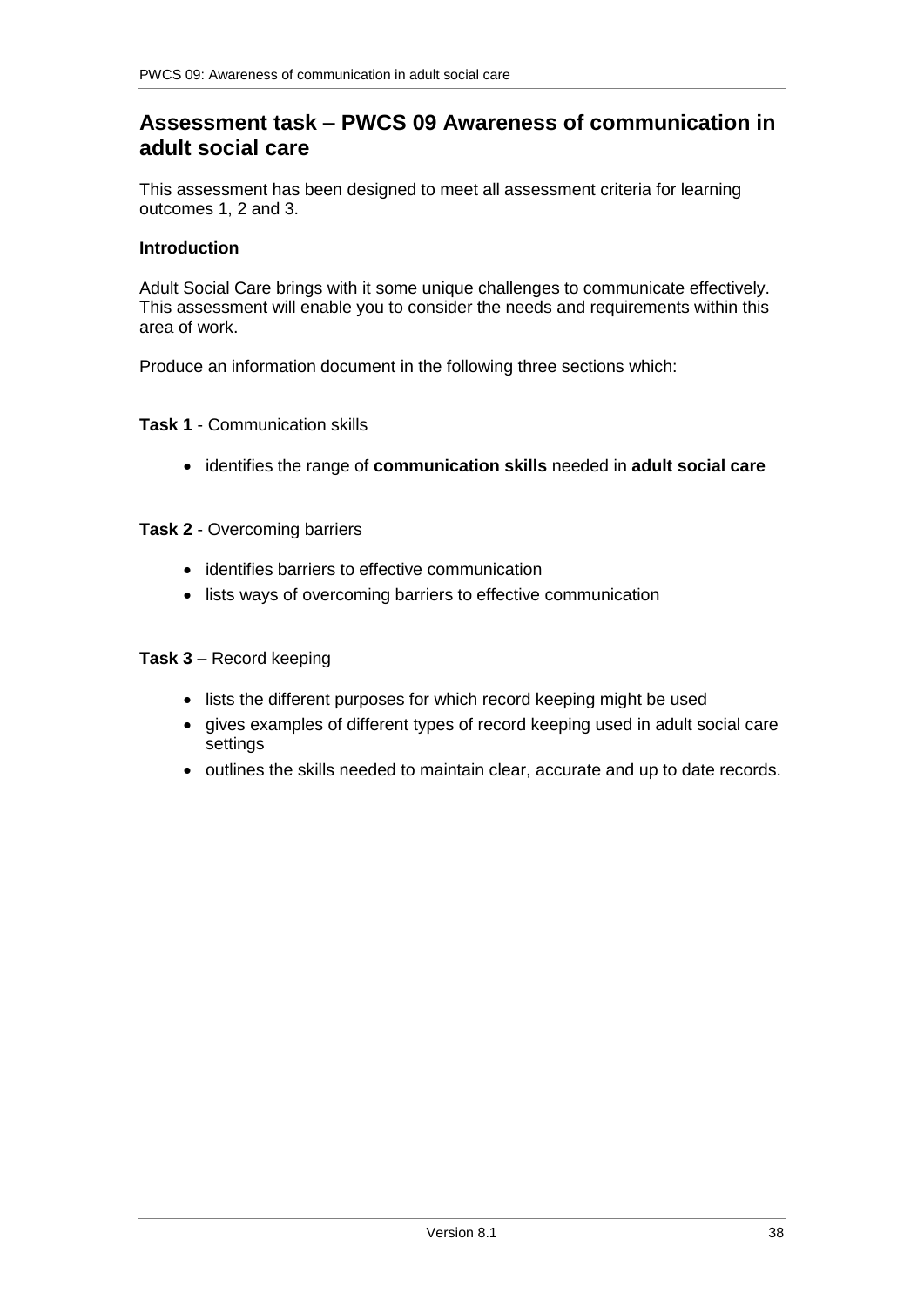## Assessment task – PWCS 09 Awareness of communication in adult social care

This assessment has been designed to meet all assessment criteria for learning outcomes 1, 2 and 3.

**Introduction**

Adult Social Care brings with it some unique challenges to communicate effectively. This assessment will enable you to consider the needs and requirements within this area of work.

Produce an information document in the following three sections which:

**Task 1** - Communication skills

- identifies the range of **communication skills** needed in **adult social care**

**Task 2** - Overcoming barriers

- identifies barriers to effective communication
- lists ways of overcoming barriers to effective communication

**Task 3** – Record keeping

- lists the different purposes for which record keeping might be used
- gives examples of different types of record keeping used in adult social care settings
- outlines the skills needed to maintain clear, accurate and up to date records.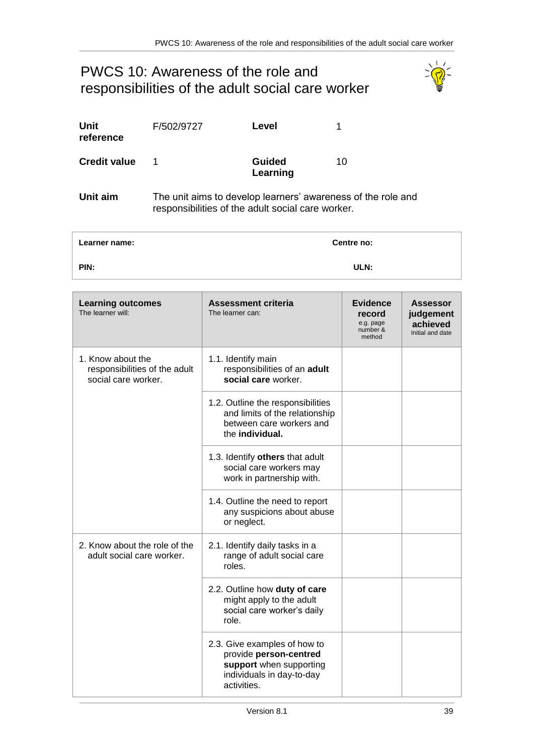# PWCS 10: Awareness of the role and responsibilities of the adult social care worker

| **Unit reference** | F/502/9727 | **Level** | 1 |
|---|---|---|---|
| **Credit value** | 1 | **Guided Learning** | 10 |

**Unit aim** The unit aims to develop learners' awareness of the role and responsibilities of the adult social care worker.

| **Learner name:** | **Centre no:** |
|---|---|
| **PIN:** | **ULN:** |

| **Learning outcomes** The learner will: | **Assessment criteria** The learner can: | **Evidence record** e.g. page number & method | **Assessor judgement achieved** Initial and date |
|---|---|---|---|
| 1. Know about the responsibilities of the adult social care worker. | 1.1. Identify main responsibilities of an **adult social care** worker. | | |
| | 1.2. Outline the responsibilities and limits of the relationship between care workers and the **individual.** | | |
| | 1.3. Identify **others** that adult social care workers may work in partnership with. | | |
| | 1.4. Outline the need to report any suspicions about abuse or neglect. | | |
| 2. Know about the role of the adult social care worker. | 2.1. Identify daily tasks in a range of adult social care roles. | | |
| | 2.2. Outline how **duty of care** might apply to the adult social care worker's daily role. | | |
| | 2.3. Give examples of how to provide **person-centred support** when supporting individuals in day-to-day activities. | | |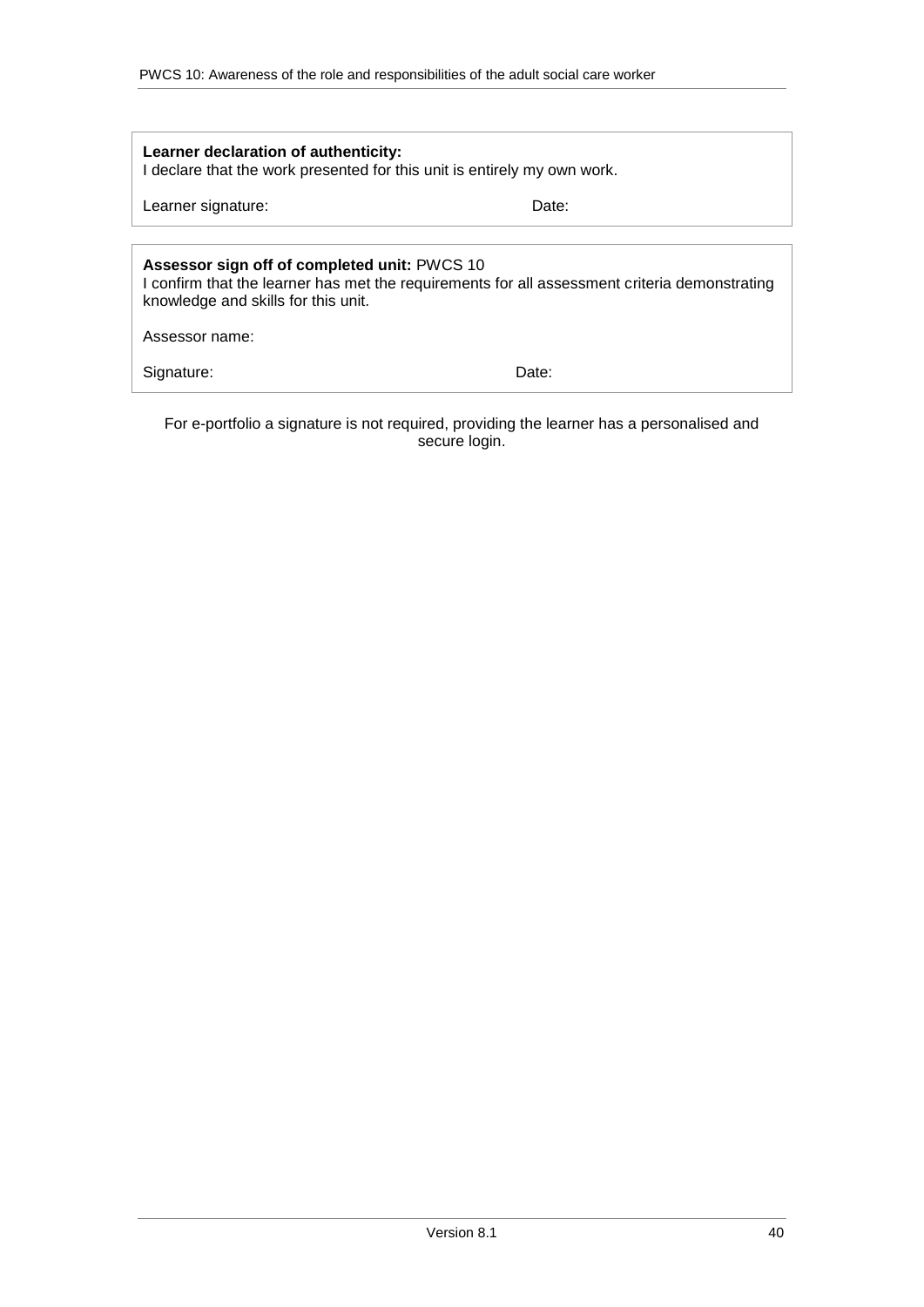**Learner declaration of authenticity:**
I declare that the work presented for this unit is entirely my own work.

Learner signature: Date:

**Assessor sign off of completed unit:** PWCS 10
I confirm that the learner has met the requirements for all assessment criteria demonstrating knowledge and skills for this unit.

Assessor name:

Signature: Date:

For e-portfolio a signature is not required, providing the learner has a personalised and secure login.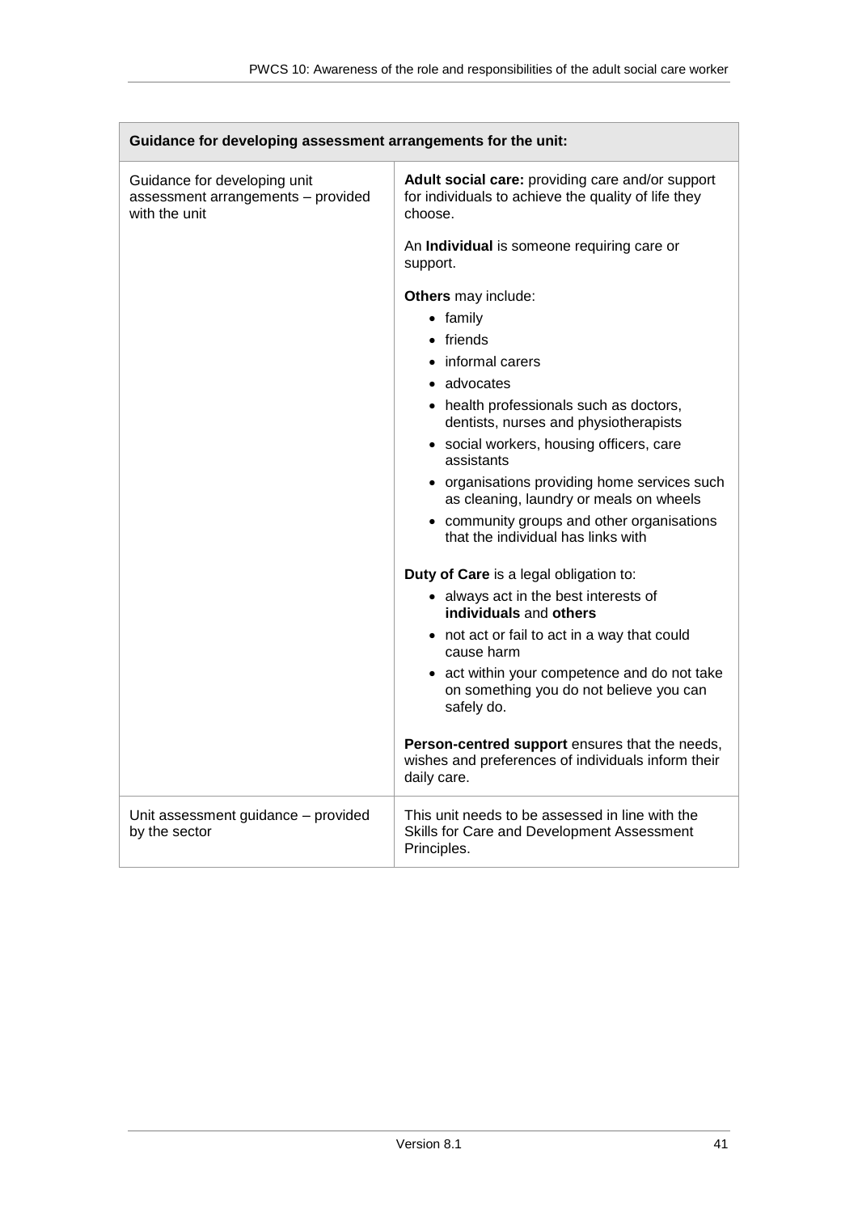| Guidance for developing assessment arrangements for the unit: | |
|---|---|
| Guidance for developing unit assessment arrangements – provided with the unit | **Adult social care:** providing care and/or support for individuals to achieve the quality of life they choose.<br><br>An **Individual** is someone requiring care or support.<br><br>**Others** may include:<br>• family<br>• friends<br>• informal carers<br>• advocates<br>• health professionals such as doctors, dentists, nurses and physiotherapists<br>• social workers, housing officers, care assistants<br>• organisations providing home services such as cleaning, laundry or meals on wheels<br>• community groups and other organisations that the individual has links with<br><br>**Duty of Care** is a legal obligation to:<br>• always act in the best interests of **individuals** and **others**<br>• not act or fail to act in a way that could cause harm<br>• act within your competence and do not take on something you do not believe you can safely do.<br><br>**Person-centred support** ensures that the needs, wishes and preferences of individuals inform their daily care. |
| Unit assessment guidance – provided by the sector | This unit needs to be assessed in line with the Skills for Care and Development Assessment Principles. |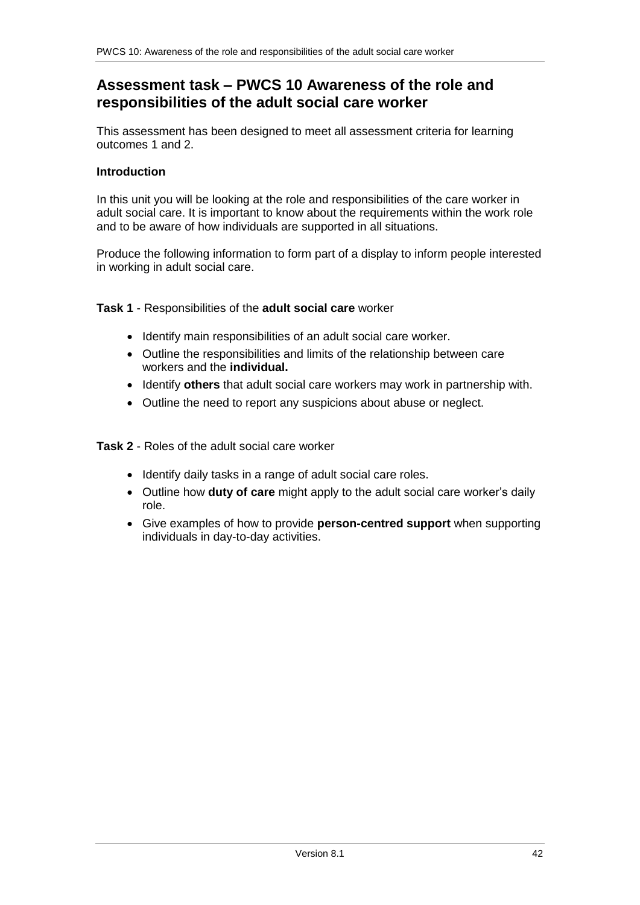## Assessment task – PWCS 10 Awareness of the role and responsibilities of the adult social care worker

This assessment has been designed to meet all assessment criteria for learning outcomes 1 and 2.

**Introduction**

In this unit you will be looking at the role and responsibilities of the care worker in adult social care. It is important to know about the requirements within the work role and to be aware of how individuals are supported in all situations.

Produce the following information to form part of a display to inform people interested in working in adult social care.

**Task 1** - Responsibilities of the **adult social care** worker

- Identify main responsibilities of an adult social care worker.
- Outline the responsibilities and limits of the relationship between care workers and the **individual.**
- Identify **others** that adult social care workers may work in partnership with.
- Outline the need to report any suspicions about abuse or neglect.

**Task 2** - Roles of the adult social care worker

- Identify daily tasks in a range of adult social care roles.
- Outline how **duty of care** might apply to the adult social care worker's daily role.
- Give examples of how to provide **person-centred support** when supporting individuals in day-to-day activities.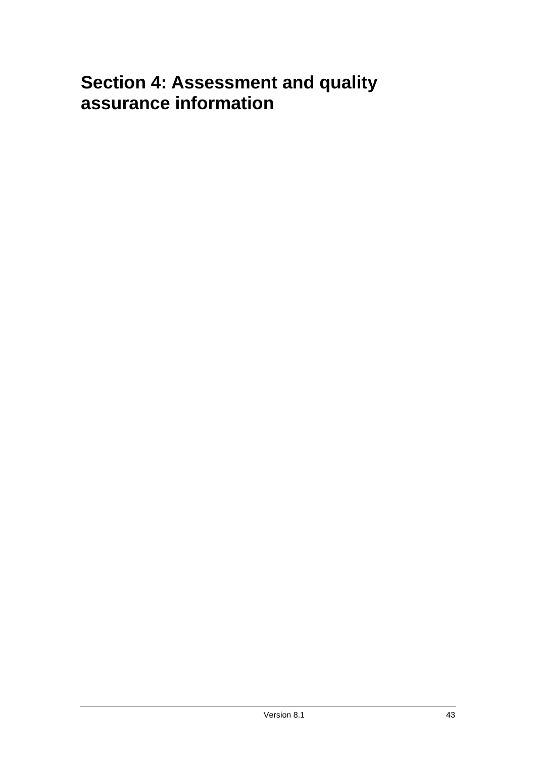# Section 4: Assessment and quality assurance information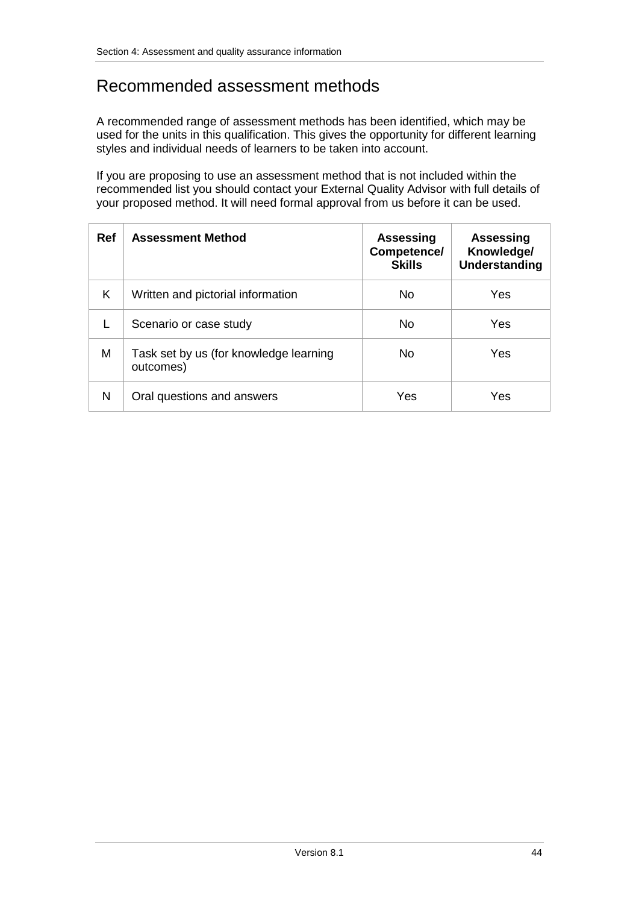# Recommended assessment methods

A recommended range of assessment methods has been identified, which may be used for the units in this qualification. This gives the opportunity for different learning styles and individual needs of learners to be taken into account.

If you are proposing to use an assessment method that is not included within the recommended list you should contact your External Quality Advisor with full details of your proposed method. It will need formal approval from us before it can be used.

| Ref | Assessment Method | Assessing Competence/ Skills | Assessing Knowledge/ Understanding |
|---|---|---|---|
| K | Written and pictorial information | No | Yes |
| L | Scenario or case study | No | Yes |
| M | Task set by us (for knowledge learning outcomes) | No | Yes |
| N | Oral questions and answers | Yes | Yes |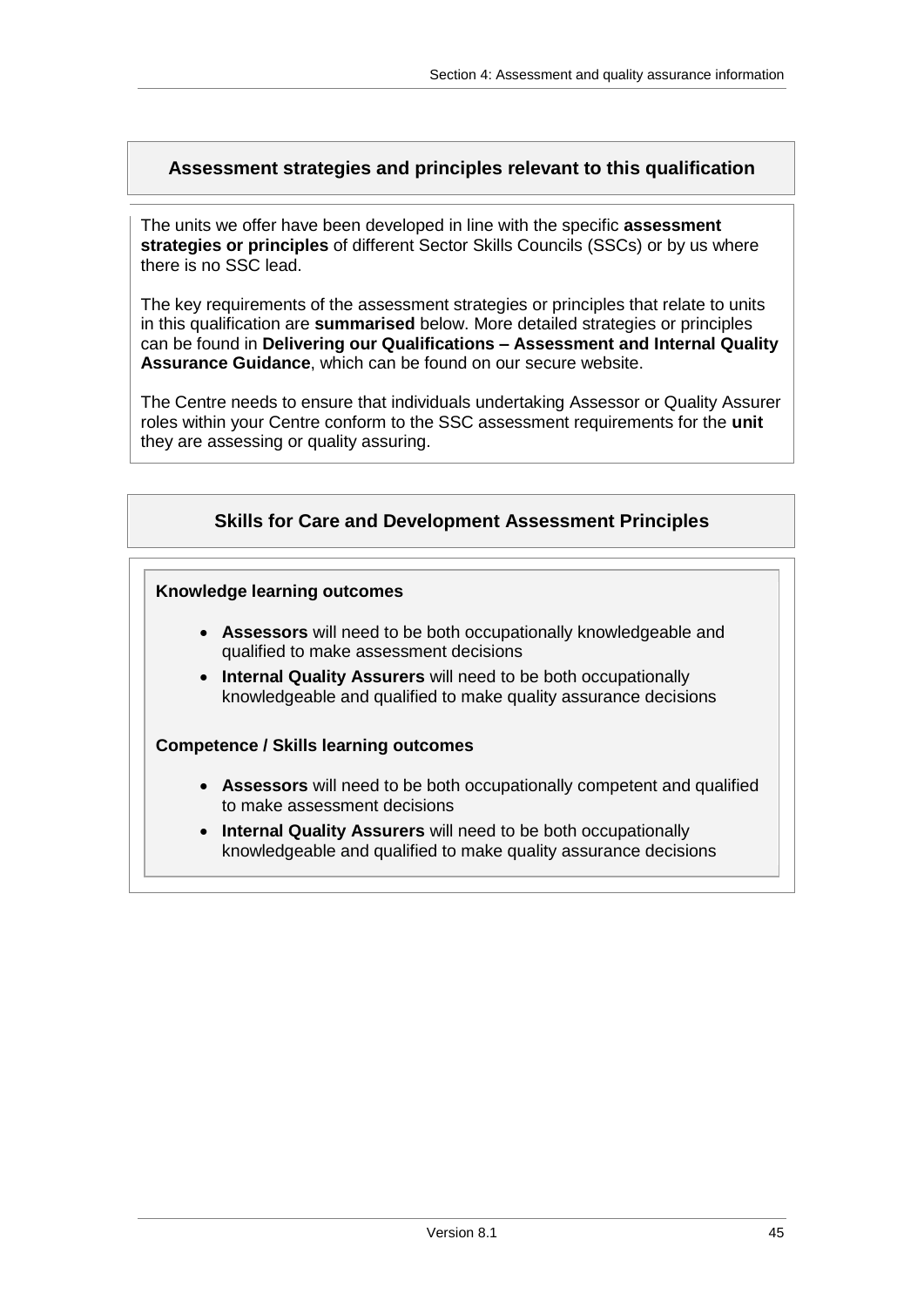## Assessment strategies and principles relevant to this qualification

The units we offer have been developed in line with the specific **assessment strategies or principles** of different Sector Skills Councils (SSCs) or by us where there is no SSC lead.

The key requirements of the assessment strategies or principles that relate to units in this qualification are **summarised** below. More detailed strategies or principles can be found in **Delivering our Qualifications – Assessment and Internal Quality Assurance Guidance**, which can be found on our secure website.

The Centre needs to ensure that individuals undertaking Assessor or Quality Assurer roles within your Centre conform to the SSC assessment requirements for the **unit** they are assessing or quality assuring.

## Skills for Care and Development Assessment Principles

**Knowledge learning outcomes**

- **Assessors** will need to be both occupationally knowledgeable and qualified to make assessment decisions
- **Internal Quality Assurers** will need to be both occupationally knowledgeable and qualified to make quality assurance decisions

**Competence / Skills learning outcomes**

- **Assessors** will need to be both occupationally competent and qualified to make assessment decisions
- **Internal Quality Assurers** will need to be both occupationally knowledgeable and qualified to make quality assurance decisions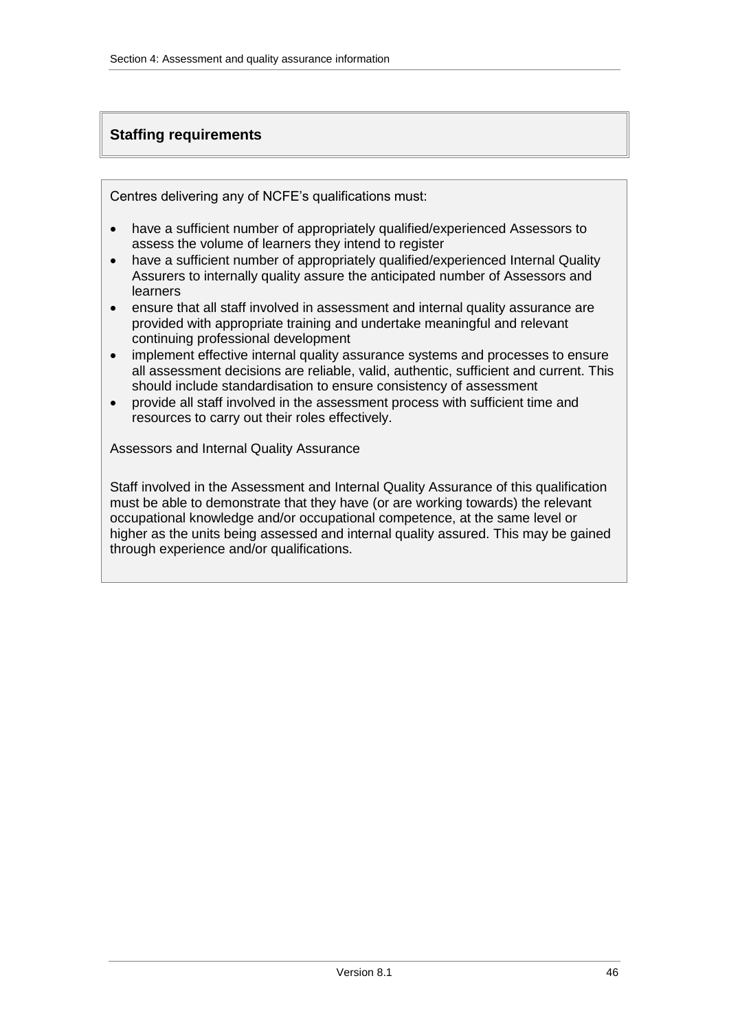## Staffing requirements

Centres delivering any of NCFE's qualifications must:

- have a sufficient number of appropriately qualified/experienced Assessors to assess the volume of learners they intend to register
- have a sufficient number of appropriately qualified/experienced Internal Quality Assurers to internally quality assure the anticipated number of Assessors and learners
- ensure that all staff involved in assessment and internal quality assurance are provided with appropriate training and undertake meaningful and relevant continuing professional development
- implement effective internal quality assurance systems and processes to ensure all assessment decisions are reliable, valid, authentic, sufficient and current. This should include standardisation to ensure consistency of assessment
- provide all staff involved in the assessment process with sufficient time and resources to carry out their roles effectively.

Assessors and Internal Quality Assurance

Staff involved in the Assessment and Internal Quality Assurance of this qualification must be able to demonstrate that they have (or are working towards) the relevant occupational knowledge and/or occupational competence, at the same level or higher as the units being assessed and internal quality assured. This may be gained through experience and/or qualifications.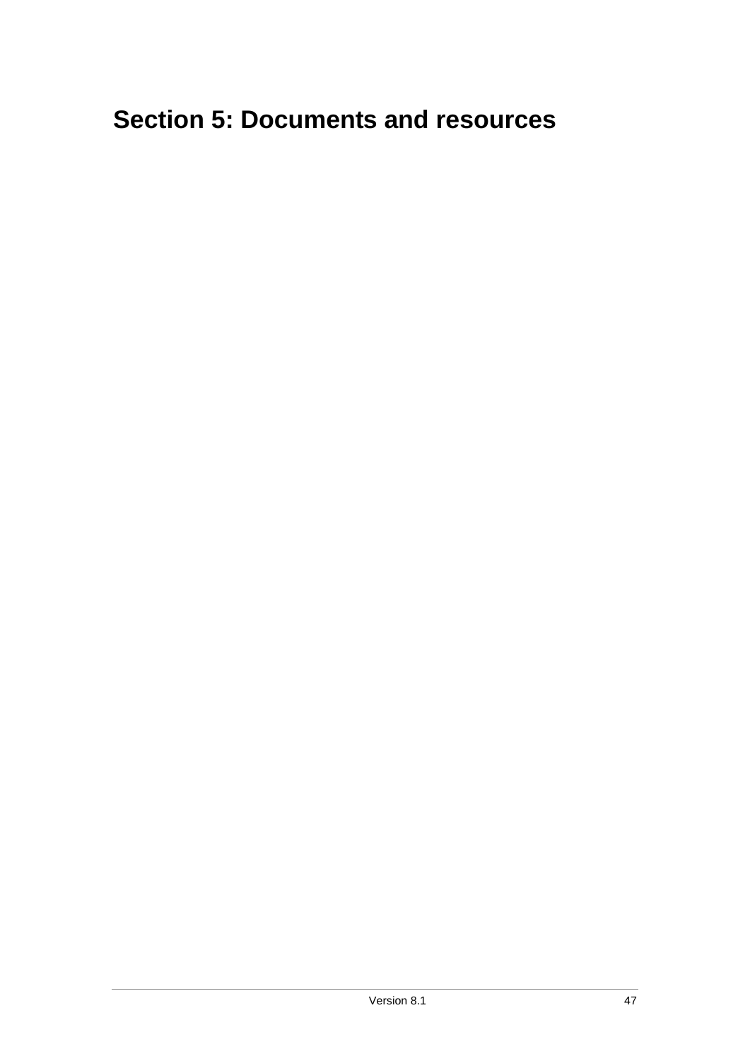# Section 5: Documents and resources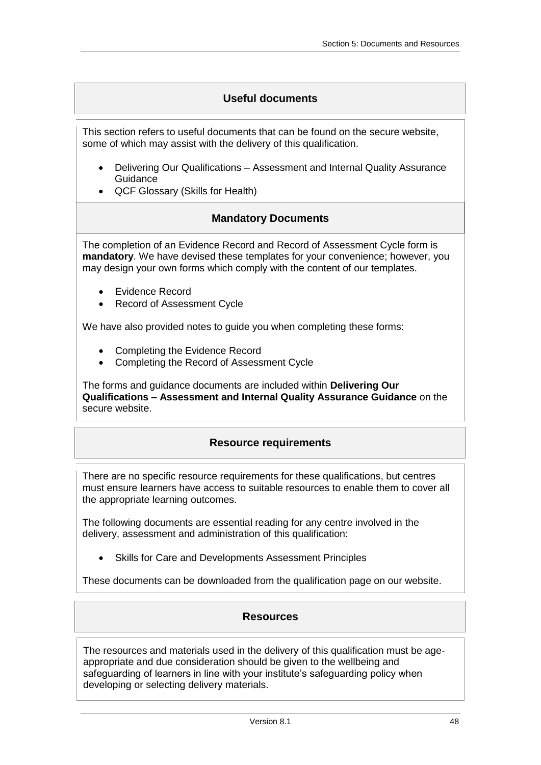## Useful documents

This section refers to useful documents that can be found on the secure website, some of which may assist with the delivery of this qualification.

- Delivering Our Qualifications – Assessment and Internal Quality Assurance Guidance
- QCF Glossary (Skills for Health)

## Mandatory Documents

The completion of an Evidence Record and Record of Assessment Cycle form is **mandatory**. We have devised these templates for your convenience; however, you may design your own forms which comply with the content of our templates.

- Evidence Record
- Record of Assessment Cycle

We have also provided notes to guide you when completing these forms:

- Completing the Evidence Record
- Completing the Record of Assessment Cycle

The forms and guidance documents are included within **Delivering Our Qualifications – Assessment and Internal Quality Assurance Guidance** on the secure website.

## Resource requirements

There are no specific resource requirements for these qualifications, but centres must ensure learners have access to suitable resources to enable them to cover all the appropriate learning outcomes.

The following documents are essential reading for any centre involved in the delivery, assessment and administration of this qualification:

- Skills for Care and Developments Assessment Principles

These documents can be downloaded from the qualification page on our website.

## Resources

The resources and materials used in the delivery of this qualification must be age-appropriate and due consideration should be given to the wellbeing and safeguarding of learners in line with your institute's safeguarding policy when developing or selecting delivery materials.